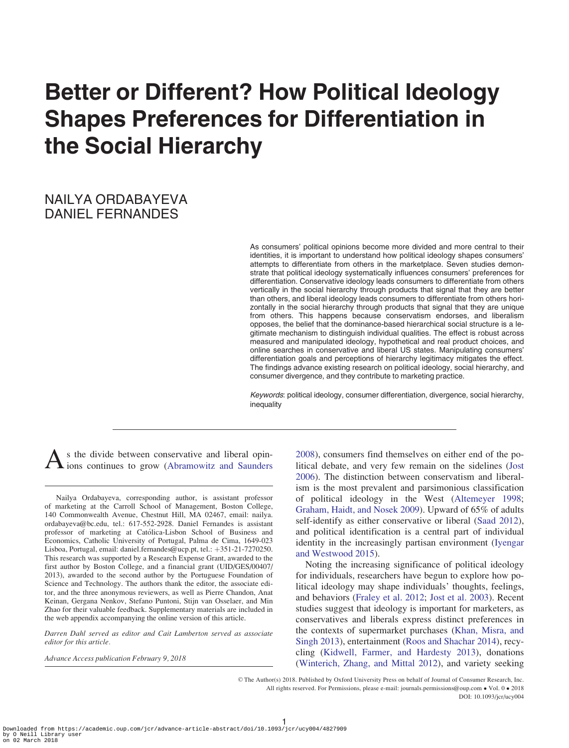# Better or Different? How Political Ideology Shapes Preferences for Differentiation in the Social Hierarchy

NAILYA ORDABAYEVA
DANIEL FERNANDES

As consumers' political opinions become more divided and more central to their identities, it is important to understand how political ideology shapes consumers' attempts to differentiate from others in the marketplace. Seven studies demonstrate that political ideology systematically influences consumers' preferences for differentiation. Conservative ideology leads consumers to differentiate from others vertically in the social hierarchy through products that signal that they are better than others, and liberal ideology leads consumers to differentiate from others horizontally in the social hierarchy through products that signal that they are unique from others. This happens because conservatism endorses, and liberalism opposes, the belief that the dominance-based hierarchical social structure is a legitimate mechanism to distinguish individual qualities. The effect is robust across measured and manipulated ideology, hypothetical and real product choices, and online searches in conservative and liberal US states. Manipulating consumers' differentiation goals and perceptions of hierarchy legitimacy mitigates the effect. The findings advance existing research on political ideology, social hierarchy, and consumer divergence, and they contribute to marketing practice.

*Keywords*: political ideology, consumer differentiation, divergence, social hierarchy, inequality

As the divide between conservative and liberal opinions continues to grow (Abramowitz and Saunders 2008), consumers find themselves on either end of the political debate, and very few remain on the sidelines (Jost 2006). The distinction between conservatism and liberalism is the most prevalent and parsimonious classification of political ideology in the West (Altemeyer 1998; Graham, Haidt, and Nosek 2009). Upward of 65% of adults self-identify as either conservative or liberal (Saad 2012), and political identification is a central part of individual identity in the increasingly partisan environment (Iyengar and Westwood 2015).

Noting the increasing significance of political ideology for individuals, researchers have begun to explore how political ideology may shape individuals' thoughts, feelings, and behaviors (Fraley et al. 2012; Jost et al. 2003). Recent studies suggest that ideology is important for marketers, as conservatives and liberals express distinct preferences in the contexts of supermarket purchases (Khan, Misra, and Singh 2013), entertainment (Roos and Shachar 2014), recycling (Kidwell, Farmer, and Hardesty 2013), donations (Winterich, Zhang, and Mittal 2012), and variety seeking

Nailya Ordabayeva, corresponding author, is assistant professor of marketing at the Carroll School of Management, Boston College, 140 Commonwealth Avenue, Chestnut Hill, MA 02467, email: nailya.ordabayeva@bc.edu, tel.: 617-552-2928. Daniel Fernandes is assistant professor of marketing at Católica-Lisbon School of Business and Economics, Catholic University of Portugal, Palma de Cima, 1649-023 Lisboa, Portugal, email: daniel.fernandes@ucp.pt, tel.: +351-21-7270250. This research was supported by a Research Expense Grant, awarded to the first author by Boston College, and a financial grant (UID/GES/00407/2013), awarded to the second author by the Portuguese Foundation of Science and Technology. The authors thank the editor, the associate editor, and the three anonymous reviewers, as well as Pierre Chandon, Anat Keinan, Gergana Nenkov, Stefano Puntoni, Stijn van Osselaer, and Min Zhao for their valuable feedback. Supplementary materials are included in the web appendix accompanying the online version of this article.

*Darren Dahl served as editor and Cait Lamberton served as associate editor for this article.*

*Advance Access publication February 9, 2018*

© The Author(s) 2018. Published by Oxford University Press on behalf of Journal of Consumer Research, Inc. All rights reserved. For Permissions, please e-mail: journals.permissions@oup.com • Vol. 0 • 2018
DOI: 10.1093/jcr/ucy004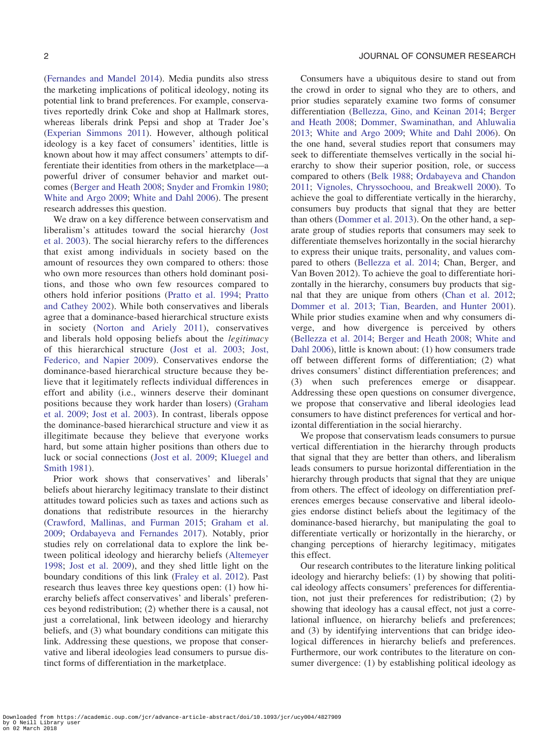(Fernandes and Mandel 2014). Media pundits also stress the marketing implications of political ideology, noting its potential link to brand preferences. For example, conservatives reportedly drink Coke and shop at Hallmark stores, whereas liberals drink Pepsi and shop at Trader Joe's (Experian Simmons 2011). However, although political ideology is a key facet of consumers' identities, little is known about how it may affect consumers' attempts to differentiate their identities from others in the marketplace—a powerful driver of consumer behavior and market outcomes (Berger and Heath 2008; Snyder and Fromkin 1980; White and Argo 2009; White and Dahl 2006). The present research addresses this question.

We draw on a key difference between conservatism and liberalism's attitudes toward the social hierarchy (Jost et al. 2003). The social hierarchy refers to the differences that exist among individuals in society based on the amount of resources they own compared to others: those who own more resources than others hold dominant positions, and those who own few resources compared to others hold inferior positions (Pratto et al. 1994; Pratto and Cathey 2002). While both conservatives and liberals agree that a dominance-based hierarchical structure exists in society (Norton and Ariely 2011), conservatives and liberals hold opposing beliefs about the *legitimacy* of this hierarchical structure (Jost et al. 2003; Jost, Federico, and Napier 2009). Conservatives endorse the dominance-based hierarchical structure because they believe that it legitimately reflects individual differences in effort and ability (i.e., winners deserve their dominant positions because they work harder than losers) (Graham et al. 2009; Jost et al. 2003). In contrast, liberals oppose the dominance-based hierarchical structure and view it as illegitimate because they believe that everyone works hard, but some attain higher positions than others due to luck or social connections (Jost et al. 2009; Kluegel and Smith 1981).

Prior work shows that conservatives' and liberals' beliefs about hierarchy legitimacy translate to their distinct attitudes toward policies such as taxes and actions such as donations that redistribute resources in the hierarchy (Crawford, Mallinas, and Furman 2015; Graham et al. 2009; Ordabayeva and Fernandes 2017). Notably, prior studies rely on correlational data to explore the link between political ideology and hierarchy beliefs (Altemeyer 1998; Jost et al. 2009), and they shed little light on the boundary conditions of this link (Fraley et al. 2012). Past research thus leaves three key questions open: (1) how hierarchy beliefs affect conservatives' and liberals' preferences beyond redistribution; (2) whether there is a causal, not just a correlational, link between ideology and hierarchy beliefs, and (3) what boundary conditions can mitigate this link. Addressing these questions, we propose that conservative and liberal ideologies lead consumers to pursue distinct forms of differentiation in the marketplace.

Consumers have a ubiquitous desire to stand out from the crowd in order to signal who they are to others, and prior studies separately examine two forms of consumer differentiation (Bellezza, Gino, and Keinan 2014; Berger and Heath 2008; Dommer, Swaminathan, and Ahluwalia 2013; White and Argo 2009; White and Dahl 2006). On the one hand, several studies report that consumers may seek to differentiate themselves vertically in the social hierarchy to show their superior position, role, or success compared to others (Belk 1988; Ordabayeva and Chandon 2011; Vignoles, Chryssochoou, and Breakwell 2000). To achieve the goal to differentiate vertically in the hierarchy, consumers buy products that signal that they are better than others (Dommer et al. 2013). On the other hand, a separate group of studies reports that consumers may seek to differentiate themselves horizontally in the social hierarchy to express their unique traits, personality, and values compared to others (Bellezza et al. 2014; Chan, Berger, and Van Boven 2012). To achieve the goal to differentiate horizontally in the hierarchy, consumers buy products that signal that they are unique from others (Chan et al. 2012; Dommer et al. 2013; Tian, Bearden, and Hunter 2001). While prior studies examine when and why consumers diverge, and how divergence is perceived by others (Bellezza et al. 2014; Berger and Heath 2008; White and Dahl 2006), little is known about: (1) how consumers trade off between different forms of differentiation; (2) what drives consumers' distinct differentiation preferences; and (3) when such preferences emerge or disappear. Addressing these open questions on consumer divergence, we propose that conservative and liberal ideologies lead consumers to have distinct preferences for vertical and horizontal differentiation in the social hierarchy.

We propose that conservatism leads consumers to pursue vertical differentiation in the hierarchy through products that signal that they are better than others, and liberalism leads consumers to pursue horizontal differentiation in the hierarchy through products that signal that they are unique from others. The effect of ideology on differentiation preferences emerges because conservative and liberal ideologies endorse distinct beliefs about the legitimacy of the dominance-based hierarchy, but manipulating the goal to differentiate vertically or horizontally in the hierarchy, or changing perceptions of hierarchy legitimacy, mitigates this effect.

Our research contributes to the literature linking political ideology and hierarchy beliefs: (1) by showing that political ideology affects consumers' preferences for differentiation, not just their preferences for redistribution; (2) by showing that ideology has a causal effect, not just a correlational influence, on hierarchy beliefs and preferences; and (3) by identifying interventions that can bridge ideological differences in hierarchy beliefs and preferences. Furthermore, our work contributes to the literature on consumer divergence: (1) by establishing political ideology as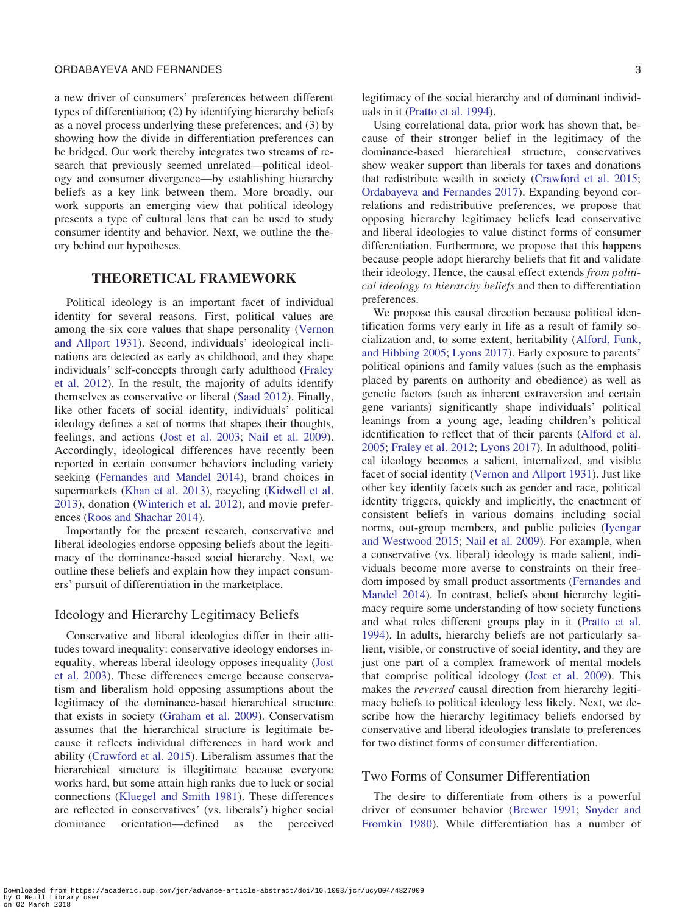a new driver of consumers' preferences between different types of differentiation; (2) by identifying hierarchy beliefs as a novel process underlying these preferences; and (3) by showing how the divide in differentiation preferences can be bridged. Our work thereby integrates two streams of research that previously seemed unrelated—political ideology and consumer divergence—by establishing hierarchy beliefs as a key link between them. More broadly, our work supports an emerging view that political ideology presents a type of cultural lens that can be used to study consumer identity and behavior. Next, we outline the theory behind our hypotheses.

## THEORETICAL FRAMEWORK

Political ideology is an important facet of individual identity for several reasons. First, political values are among the six core values that shape personality (Vernon and Allport 1931). Second, individuals' ideological inclinations are detected as early as childhood, and they shape individuals' self-concepts through early adulthood (Fraley et al. 2012). In the result, the majority of adults identify themselves as conservative or liberal (Saad 2012). Finally, like other facets of social identity, individuals' political ideology defines a set of norms that shapes their thoughts, feelings, and actions (Jost et al. 2003; Nail et al. 2009). Accordingly, ideological differences have recently been reported in certain consumer behaviors including variety seeking (Fernandes and Mandel 2014), brand choices in supermarkets (Khan et al. 2013), recycling (Kidwell et al. 2013), donation (Winterich et al. 2012), and movie preferences (Roos and Shachar 2014).

Importantly for the present research, conservative and liberal ideologies endorse opposing beliefs about the legitimacy of the dominance-based social hierarchy. Next, we outline these beliefs and explain how they impact consumers' pursuit of differentiation in the marketplace.

### Ideology and Hierarchy Legitimacy Beliefs

Conservative and liberal ideologies differ in their attitudes toward inequality: conservative ideology endorses inequality, whereas liberal ideology opposes inequality (Jost et al. 2003). These differences emerge because conservatism and liberalism hold opposing assumptions about the legitimacy of the dominance-based hierarchical structure that exists in society (Graham et al. 2009). Conservatism assumes that the hierarchical structure is legitimate because it reflects individual differences in hard work and ability (Crawford et al. 2015). Liberalism assumes that the hierarchical structure is illegitimate because everyone works hard, but some attain high ranks due to luck or social connections (Kluegel and Smith 1981). These differences are reflected in conservatives' (vs. liberals') higher social dominance orientation—defined as the perceived legitimacy of the social hierarchy and of dominant individuals in it (Pratto et al. 1994).

Using correlational data, prior work has shown that, because of their stronger belief in the legitimacy of the dominance-based hierarchical structure, conservatives show weaker support than liberals for taxes and donations that redistribute wealth in society (Crawford et al. 2015; Ordabayeva and Fernandes 2017). Expanding beyond correlations and redistributive preferences, we propose that opposing hierarchy legitimacy beliefs lead conservative and liberal ideologies to value distinct forms of consumer differentiation. Furthermore, we propose that this happens because people adopt hierarchy beliefs that fit and validate their ideology. Hence, the causal effect extends *from political ideology to hierarchy beliefs* and then to differentiation preferences.

We propose this causal direction because political identification forms very early in life as a result of family socialization and, to some extent, heritability (Alford, Funk, and Hibbing 2005; Lyons 2017). Early exposure to parents' political opinions and family values (such as the emphasis placed by parents on authority and obedience) as well as genetic factors (such as inherent extraversion and certain gene variants) significantly shape individuals' political leanings from a young age, leading children's political identification to reflect that of their parents (Alford et al. 2005; Fraley et al. 2012; Lyons 2017). In adulthood, political ideology becomes a salient, internalized, and visible facet of social identity (Vernon and Allport 1931). Just like other key identity facets such as gender and race, political identity triggers, quickly and implicitly, the enactment of consistent beliefs in various domains including social norms, out-group members, and public policies (Iyengar and Westwood 2015; Nail et al. 2009). For example, when a conservative (vs. liberal) ideology is made salient, individuals become more averse to constraints on their freedom imposed by small product assortments (Fernandes and Mandel 2014). In contrast, beliefs about hierarchy legitimacy require some understanding of how society functions and what roles different groups play in it (Pratto et al. 1994). In adults, hierarchy beliefs are not particularly salient, visible, or constructive of social identity, and they are just one part of a complex framework of mental models that comprise political ideology (Jost et al. 2009). This makes the *reversed* causal direction from hierarchy legitimacy beliefs to political ideology less likely. Next, we describe how the hierarchy legitimacy beliefs endorsed by conservative and liberal ideologies translate to preferences for two distinct forms of consumer differentiation.

### Two Forms of Consumer Differentiation

The desire to differentiate from others is a powerful driver of consumer behavior (Brewer 1991; Snyder and Fromkin 1980). While differentiation has a number of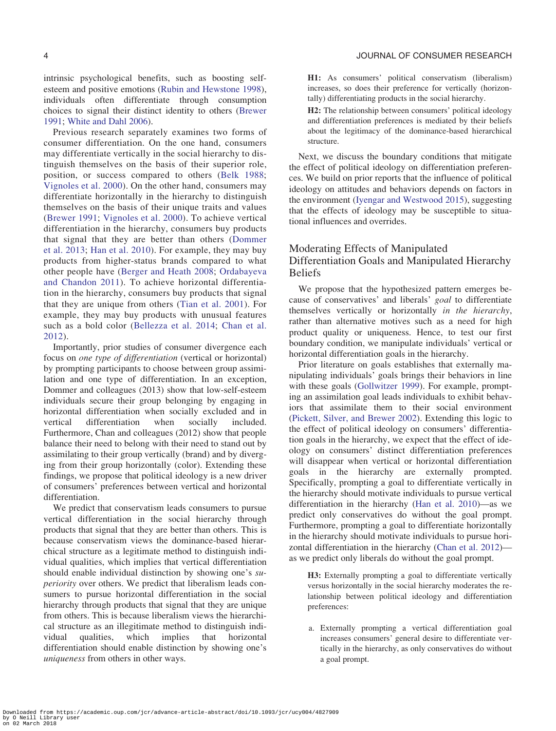intrinsic psychological benefits, such as boosting self-esteem and positive emotions (Rubin and Hewstone 1998), individuals often differentiate through consumption choices to signal their distinct identity to others (Brewer 1991; White and Dahl 2006).

Previous research separately examines two forms of consumer differentiation. On the one hand, consumers may differentiate vertically in the social hierarchy to distinguish themselves on the basis of their superior role, position, or success compared to others (Belk 1988; Vignoles et al. 2000). On the other hand, consumers may differentiate horizontally in the hierarchy to distinguish themselves on the basis of their unique traits and values (Brewer 1991; Vignoles et al. 2000). To achieve vertical differentiation in the hierarchy, consumers buy products that signal that they are better than others (Dommer et al. 2013; Han et al. 2010). For example, they may buy products from higher-status brands compared to what other people have (Berger and Heath 2008; Ordabayeva and Chandon 2011). To achieve horizontal differentiation in the hierarchy, consumers buy products that signal that they are unique from others (Tian et al. 2001). For example, they may buy products with unusual features such as a bold color (Bellezza et al. 2014; Chan et al. 2012).

Importantly, prior studies of consumer divergence each focus on *one type of differentiation* (vertical or horizontal) by prompting participants to choose between group assimilation and one type of differentiation. In an exception, Dommer and colleagues (2013) show that low-self-esteem individuals secure their group belonging by engaging in horizontal differentiation when socially excluded and in vertical differentiation when socially included. Furthermore, Chan and colleagues (2012) show that people balance their need to belong with their need to stand out by assimilating to their group vertically (brand) and by diverging from their group horizontally (color). Extending these findings, we propose that political ideology is a new driver of consumers' preferences between vertical and horizontal differentiation.

We predict that conservatism leads consumers to pursue vertical differentiation in the social hierarchy through products that signal that they are better than others. This is because conservatism views the dominance-based hierarchical structure as a legitimate method to distinguish individual qualities, which implies that vertical differentiation should enable individual distinction by showing one's *superiority* over others. We predict that liberalism leads consumers to pursue horizontal differentiation in the social hierarchy through products that signal that they are unique from others. This is because liberalism views the hierarchical structure as an illegitimate method to distinguish individual qualities, which implies that horizontal differentiation should enable distinction by showing one's *uniqueness* from others in other ways.

**H1:** As consumers' political conservatism (liberalism) increases, so does their preference for vertically (horizontally) differentiating products in the social hierarchy.

**H2:** The relationship between consumers' political ideology and differentiation preferences is mediated by their beliefs about the legitimacy of the dominance-based hierarchical structure.

Next, we discuss the boundary conditions that mitigate the effect of political ideology on differentiation preferences. We build on prior reports that the influence of political ideology on attitudes and behaviors depends on factors in the environment (Iyengar and Westwood 2015), suggesting that the effects of ideology may be susceptible to situational influences and overrides.

## Moderating Effects of Manipulated Differentiation Goals and Manipulated Hierarchy Beliefs

We propose that the hypothesized pattern emerges because of conservatives' and liberals' *goal* to differentiate themselves vertically or horizontally *in the hierarchy*, rather than alternative motives such as a need for high product quality or uniqueness. Hence, to test our first boundary condition, we manipulate individuals' vertical or horizontal differentiation goals in the hierarchy.

Prior literature on goals establishes that externally manipulating individuals' goals brings their behaviors in line with these goals (Gollwitzer 1999). For example, prompting an assimilation goal leads individuals to exhibit behaviors that assimilate them to their social environment (Pickett, Silver, and Brewer 2002). Extending this logic to the effect of political ideology on consumers' differentiation goals in the hierarchy, we expect that the effect of ideology on consumers' distinct differentiation preferences will disappear when vertical or horizontal differentiation goals in the hierarchy are externally prompted. Specifically, prompting a goal to differentiate vertically in the hierarchy should motivate individuals to pursue vertical differentiation in the hierarchy (Han et al. 2010)—as we predict only conservatives do without the goal prompt. Furthermore, prompting a goal to differentiate horizontally in the hierarchy should motivate individuals to pursue horizontal differentiation in the hierarchy (Chan et al. 2012)—as we predict only liberals do without the goal prompt.

**H3:** Externally prompting a goal to differentiate vertically versus horizontally in the social hierarchy moderates the relationship between political ideology and differentiation preferences:

a. Externally prompting a vertical differentiation goal increases consumers' general desire to differentiate vertically in the hierarchy, as only conservatives do without a goal prompt.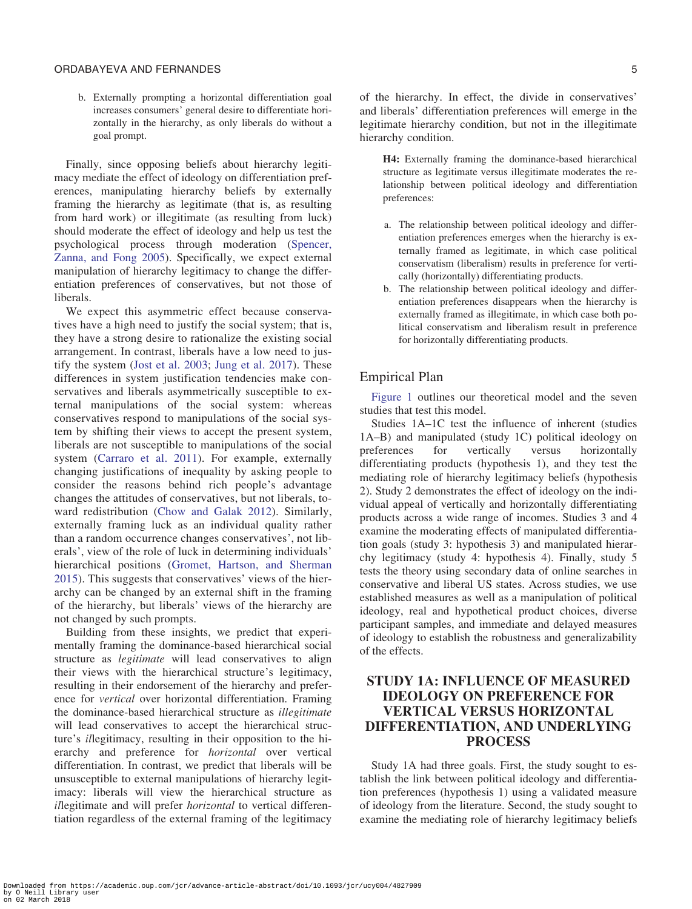b. Externally prompting a horizontal differentiation goal increases consumers' general desire to differentiate horizontally in the hierarchy, as only liberals do without a goal prompt.

Finally, since opposing beliefs about hierarchy legitimacy mediate the effect of ideology on differentiation preferences, manipulating hierarchy beliefs by externally framing the hierarchy as legitimate (that is, as resulting from hard work) or illegitimate (as resulting from luck) should moderate the effect of ideology and help us test the psychological process through moderation (Spencer, Zanna, and Fong 2005). Specifically, we expect external manipulation of hierarchy legitimacy to change the differentiation preferences of conservatives, but not those of liberals.

We expect this asymmetric effect because conservatives have a high need to justify the social system; that is, they have a strong desire to rationalize the existing social arrangement. In contrast, liberals have a low need to justify the system (Jost et al. 2003; Jung et al. 2017). These differences in system justification tendencies make conservatives and liberals asymmetrically susceptible to external manipulations of the social system: whereas conservatives respond to manipulations of the social system by shifting their views to accept the present system, liberals are not susceptible to manipulations of the social system (Carraro et al. 2011). For example, externally changing justifications of inequality by asking people to consider the reasons behind rich people's advantage changes the attitudes of conservatives, but not liberals, toward redistribution (Chow and Galak 2012). Similarly, externally framing luck as an individual quality rather than a random occurrence changes conservatives', not liberals', view of the role of luck in determining individuals' hierarchical positions (Gromet, Hartson, and Sherman 2015). This suggests that conservatives' views of the hierarchy can be changed by an external shift in the framing of the hierarchy, but liberals' views of the hierarchy are not changed by such prompts.

Building from these insights, we predict that experimentally framing the dominance-based hierarchical social structure as *legitimate* will lead conservatives to align their views with the hierarchical structure's legitimacy, resulting in their endorsement of the hierarchy and preference for *vertical* over horizontal differentiation. Framing the dominance-based hierarchical structure as *illegitimate* will lead conservatives to accept the hierarchical structure's *il*legitimacy, resulting in their opposition to the hierarchy and preference for *horizontal* over vertical differentiation. In contrast, we predict that liberals will be unsusceptible to external manipulations of hierarchy legitimacy: liberals will view the hierarchical structure as *il*legitimate and will prefer *horizontal* to vertical differentiation regardless of the external framing of the legitimacy of the hierarchy. In effect, the divide in conservatives' and liberals' differentiation preferences will emerge in the legitimate hierarchy condition, but not in the illegitimate hierarchy condition.

**H4:** Externally framing the dominance-based hierarchical structure as legitimate versus illegitimate moderates the relationship between political ideology and differentiation preferences:

a. The relationship between political ideology and differentiation preferences emerges when the hierarchy is externally framed as legitimate, in which case political conservatism (liberalism) results in preference for vertically (horizontally) differentiating products.

b. The relationship between political ideology and differentiation preferences disappears when the hierarchy is externally framed as illegitimate, in which case both political conservatism and liberalism result in preference for horizontally differentiating products.

## Empirical Plan

Figure 1 outlines our theoretical model and the seven studies that test this model.

Studies 1A–1C test the influence of inherent (studies 1A–B) and manipulated (study 1C) political ideology on preferences for vertically versus horizontally differentiating products (hypothesis 1), and they test the mediating role of hierarchy legitimacy beliefs (hypothesis 2). Study 2 demonstrates the effect of ideology on the individual appeal of vertically and horizontally differentiating products across a wide range of incomes. Studies 3 and 4 examine the moderating effects of manipulated differentiation goals (study 3: hypothesis 3) and manipulated hierarchy legitimacy (study 4: hypothesis 4). Finally, study 5 tests the theory using secondary data of online searches in conservative and liberal US states. Across studies, we use established measures as well as a manipulation of political ideology, real and hypothetical product choices, diverse participant samples, and immediate and delayed measures of ideology to establish the robustness and generalizability of the effects.

## STUDY 1A: INFLUENCE OF MEASURED IDEOLOGY ON PREFERENCE FOR VERTICAL VERSUS HORIZONTAL DIFFERENTIATION, AND UNDERLYING PROCESS

Study 1A had three goals. First, the study sought to establish the link between political ideology and differentiation preferences (hypothesis 1) using a validated measure of ideology from the literature. Second, the study sought to examine the mediating role of hierarchy legitimacy beliefs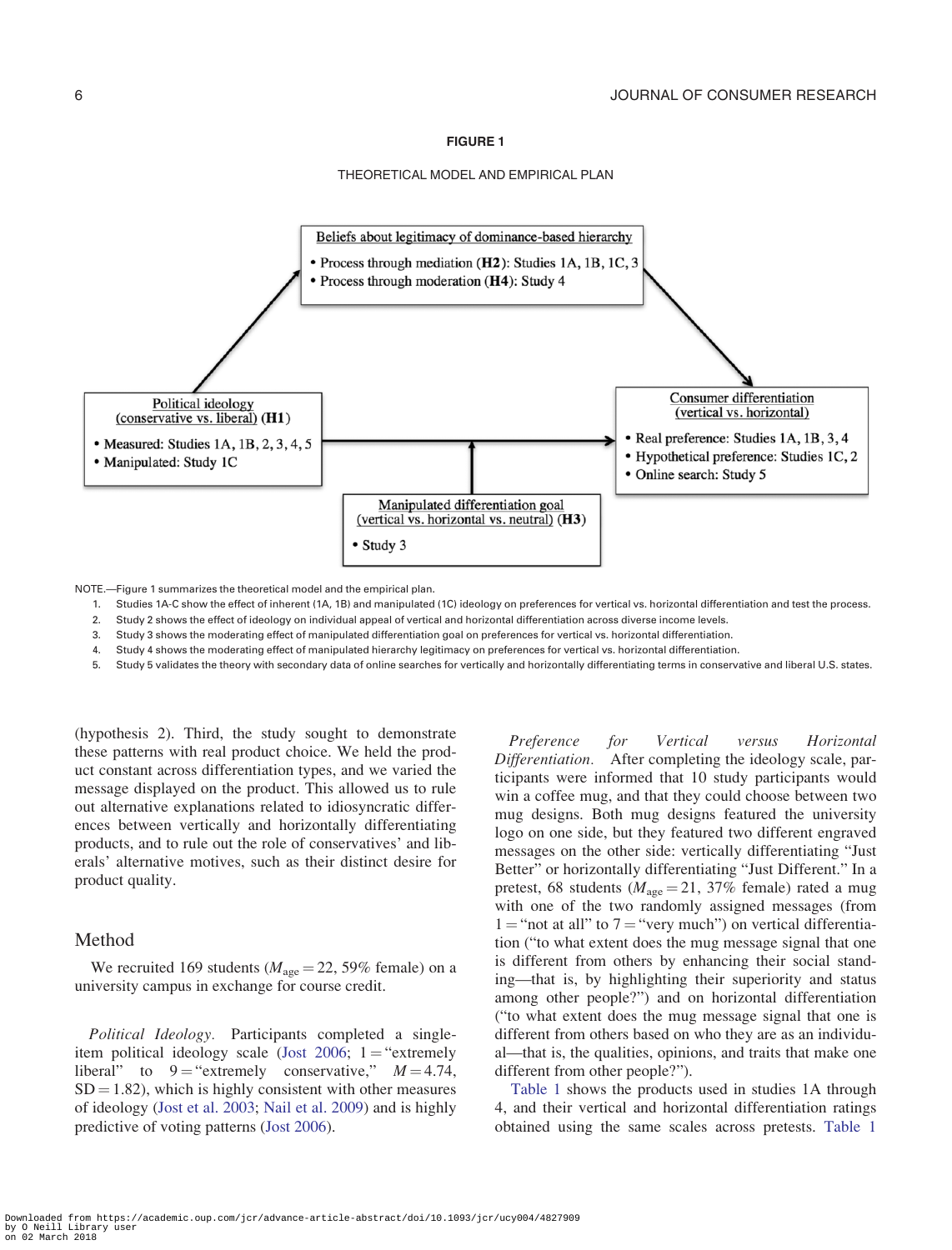**FIGURE 1**

THEORETICAL MODEL AND EMPIRICAL PLAN

Beliefs about legitimacy of dominance-based hierarchy
• Process through mediation (**H2**): Studies 1A, 1B, 1C, 3
• Process through moderation (**H4**): Study 4

Political ideology
(conservative vs. liberal) (**H1**)
• Measured: Studies 1A, 1B, 2, 3, 4, 5
• Manipulated: Study 1C

Consumer differentiation
(vertical vs. horizontal)
• Real preference: Studies 1A, 1B, 3, 4
• Hypothetical preference: Studies 1C, 2
• Online search: Study 5

Manipulated differentiation goal
(vertical vs. horizontal vs. neutral) (**H3**)
• Study 3

NOTE.—Figure 1 summarizes the theoretical model and the empirical plan.

1. Studies 1A-C show the effect of inherent (1A, 1B) and manipulated (1C) ideology on preferences for vertical vs. horizontal differentiation and test the process.
2. Study 2 shows the effect of ideology on individual appeal of vertical and horizontal differentiation across diverse income levels.
3. Study 3 shows the moderating effect of manipulated differentiation goal on preferences for vertical vs. horizontal differentiation.
4. Study 4 shows the moderating effect of manipulated hierarchy legitimacy on preferences for vertical vs. horizontal differentiation.
5. Study 5 validates the theory with secondary data of online searches for vertically and horizontally differentiating terms in conservative and liberal U.S. states.

(hypothesis 2). Third, the study sought to demonstrate these patterns with real product choice. We held the product constant across differentiation types, and we varied the message displayed on the product. This allowed us to rule out alternative explanations related to idiosyncratic differences between vertically and horizontally differentiating products, and to rule out the role of conservatives' and liberals' alternative motives, such as their distinct desire for product quality.

## Method

We recruited 169 students ($M_{age} = 22$, 59% female) on a university campus in exchange for course credit.

*Political Ideology.* Participants completed a single-item political ideology scale (Jost 2006; 1 = "extremely liberal" to 9 = "extremely conservative," $M = 4.74$, $SD = 1.82$), which is highly consistent with other measures of ideology (Jost et al. 2003; Nail et al. 2009) and is highly predictive of voting patterns (Jost 2006).

*Preference for Vertical versus Horizontal Differentiation.* After completing the ideology scale, participants were informed that 10 study participants would win a coffee mug, and that they could choose between two mug designs. Both mug designs featured the university logo on one side, but they featured two different engraved messages on the other side: vertically differentiating "Just Better" or horizontally differentiating "Just Different." In a pretest, 68 students ($M_{age} = 21$, 37% female) rated a mug with one of the two randomly assigned messages (from 1 = "not at all" to 7 = "very much") on vertical differentiation ("to what extent does the mug message signal that one is different from others by enhancing their social standing—that is, by highlighting their superiority and status among other people?") and on horizontal differentiation ("to what extent does the mug message signal that one is different from others based on who they are as an individual—that is, the qualities, opinions, and traits that make one different from other people?").

Table 1 shows the products used in studies 1A through 4, and their vertical and horizontal differentiation ratings obtained using the same scales across pretests. Table 1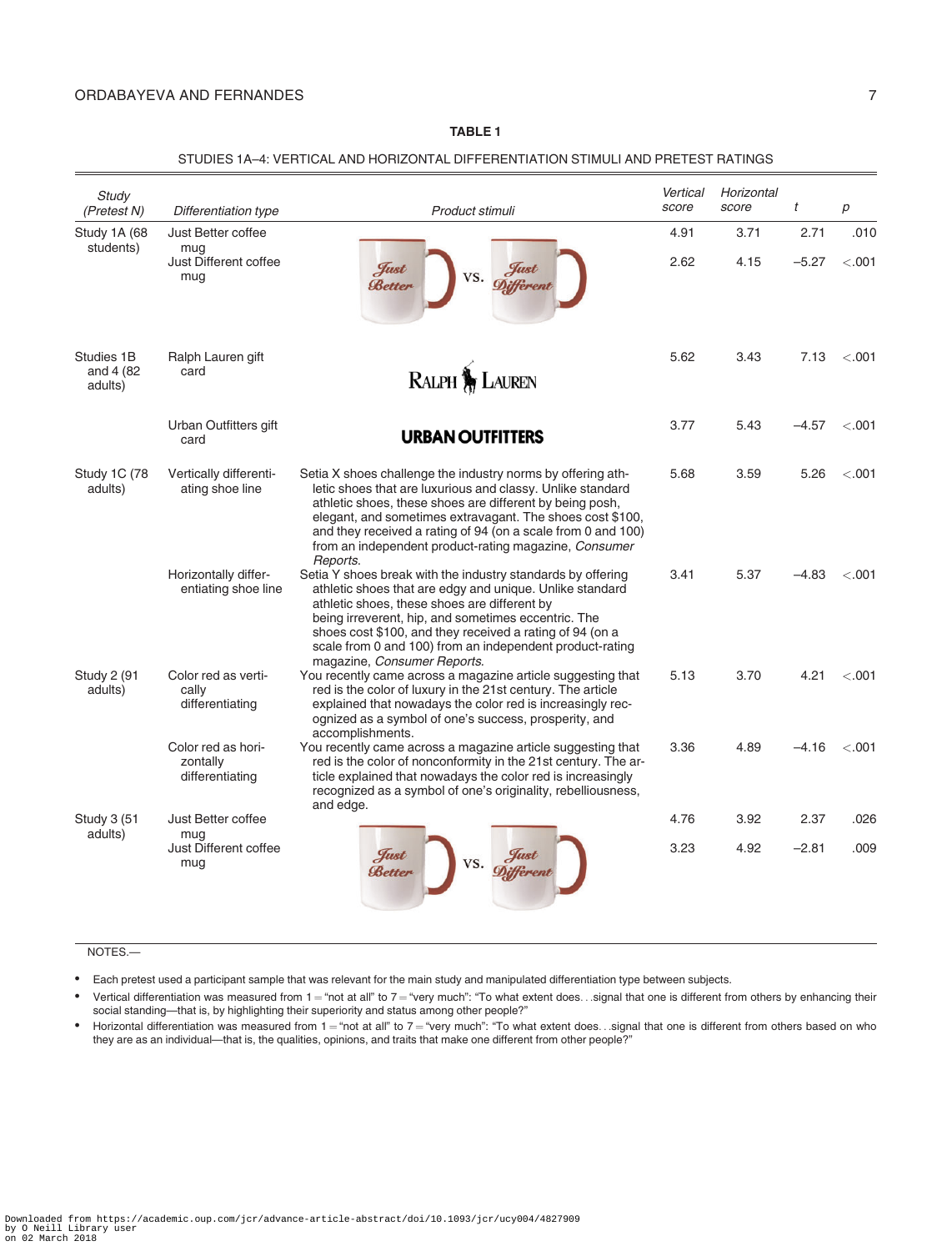**TABLE 1**

STUDIES 1A–4: VERTICAL AND HORIZONTAL DIFFERENTIATION STIMULI AND PRETEST RATINGS

| *Study (Pretest N)* | *Differentiation type* | *Product stimuli* | *Vertical score* | *Horizontal score* | *t* | *p* |
|---|---|---|---|---|---|---|
| Study 1A (68 students) | Just Better coffee mug | Just Better vs. Just Different | 4.91 | 3.71 | 2.71 | .010 |
| | Just Different coffee mug | | 2.62 | 4.15 | −5.27 | <.001 |
| Studies 1B and 4 (82 adults) | Ralph Lauren gift card | RALPH LAUREN | 5.62 | 3.43 | 7.13 | <.001 |
| | Urban Outfitters gift card | URBAN OUTFITTERS | 3.77 | 5.43 | −4.57 | <.001 |
| Study 1C (78 adults) | Vertically differentiating shoe line | Setia X shoes challenge the industry norms by offering athletic shoes that are luxurious and classy. Unlike standard athletic shoes, these shoes are different by being posh, elegant, and sometimes extravagant. The shoes cost $100, and they received a rating of 94 (on a scale from 0 and 100) from an independent product-rating magazine, *Consumer Reports*. | 5.68 | 3.59 | 5.26 | <.001 |
| | Horizontally differentiating shoe line | Setia Y shoes break with the industry standards by offering athletic shoes that are edgy and unique. Unlike standard athletic shoes, these shoes are different by being irreverent, hip, and sometimes eccentric. The shoes cost $100, and they received a rating of 94 (on a scale from 0 and 100) from an independent product-rating magazine, *Consumer Reports*. | 3.41 | 5.37 | −4.83 | <.001 |
| Study 2 (91 adults) | Color red as vertically differentiating | You recently came across a magazine article suggesting that red is the color of luxury in the 21st century. The article explained that nowadays the color red is increasingly recognized as a symbol of one's success, prosperity, and accomplishments. | 5.13 | 3.70 | 4.21 | <.001 |
| | Color red as horizontally differentiating | You recently came across a magazine article suggesting that red is the color of nonconformity in the 21st century. The article explained that nowadays the color red is increasingly recognized as a symbol of one's originality, rebelliousness, and edge. | 3.36 | 4.89 | −4.16 | <.001 |
| Study 3 (51 adults) | Just Better coffee mug | Just Better vs. Just Different | 4.76 | 3.92 | 2.37 | .026 |
| | Just Different coffee mug | | 3.23 | 4.92 | −2.81 | .009 |

NOTES.—

- Each pretest used a participant sample that was relevant for the main study and manipulated differentiation type between subjects.
- Vertical differentiation was measured from 1 = "not at all" to 7 = "very much": "To what extent does…signal that one is different from others by enhancing their social standing—that is, by highlighting their superiority and status among other people?"
- Horizontal differentiation was measured from 1 = "not at all" to 7 = "very much": "To what extent does…signal that one is different from others based on who they are as an individual—that is, the qualities, opinions, and traits that make one different from other people?"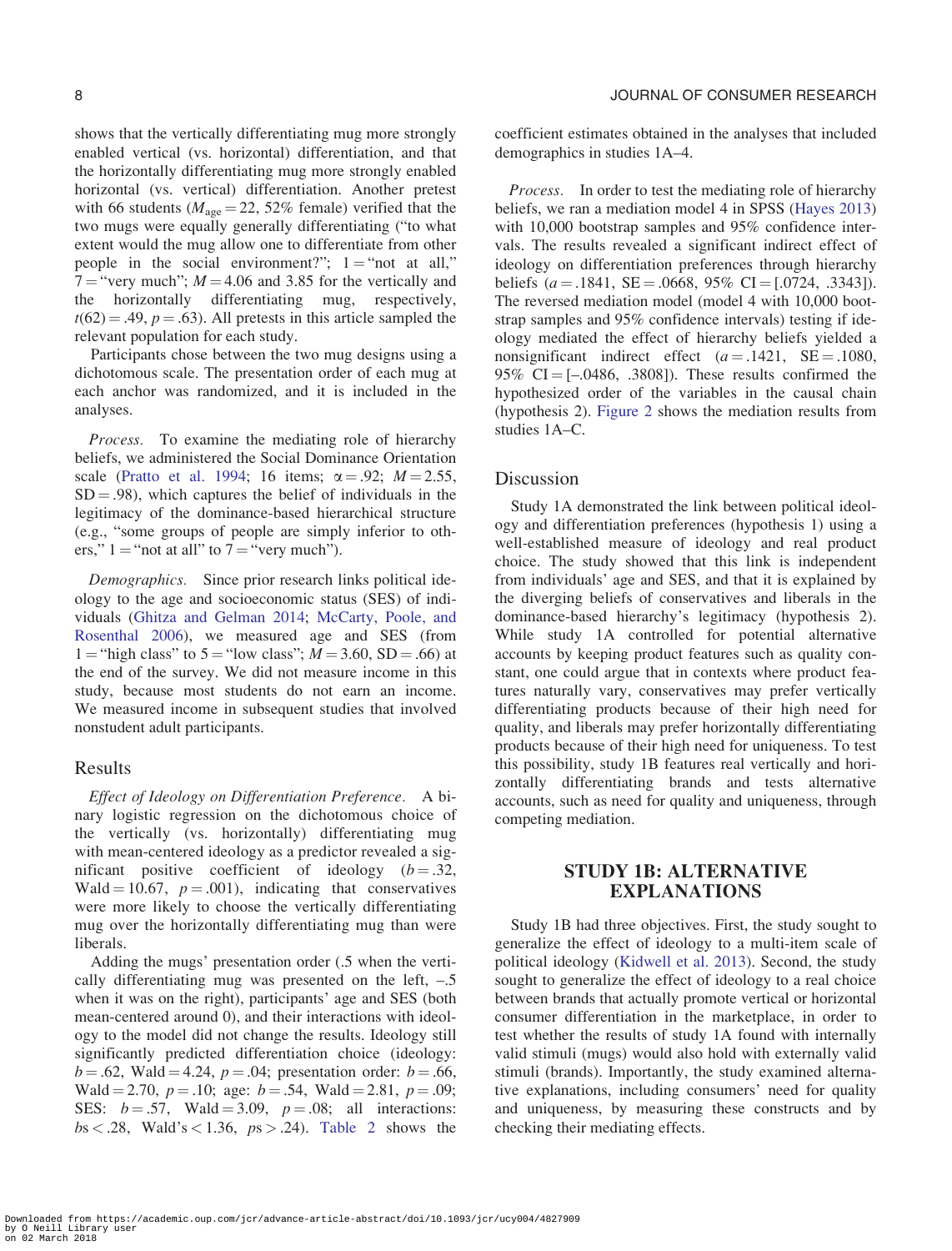shows that the vertically differentiating mug more strongly enabled vertical (vs. horizontal) differentiation, and that the horizontally differentiating mug more strongly enabled horizontal (vs. vertical) differentiation. Another pretest with 66 students ($M_{age} = 22$, 52% female) verified that the two mugs were equally generally differentiating ("to what extent would the mug allow one to differentiate from other people in the social environment?"; 1 = "not at all," 7 = "very much"; $M = 4.06$ and 3.85 for the vertically and the horizontally differentiating mug, respectively, $t(62) = .49$, $p = .63$). All pretests in this article sampled the relevant population for each study.

Participants chose between the two mug designs using a dichotomous scale. The presentation order of each mug at each anchor was randomized, and it is included in the analyses.

*Process.* To examine the mediating role of hierarchy beliefs, we administered the Social Dominance Orientation scale (Pratto et al. 1994; 16 items; $\alpha = .92$; $M = 2.55$, $SD = .98$), which captures the belief of individuals in the legitimacy of the dominance-based hierarchical structure (e.g., "some groups of people are simply inferior to others," 1 = "not at all" to 7 = "very much").

*Demographics.* Since prior research links political ideology to the age and socioeconomic status (SES) of individuals (Ghitza and Gelman 2014; McCarty, Poole, and Rosenthal 2006), we measured age and SES (from 1 = "high class" to 5 = "low class"; $M = 3.60$, $SD = .66$) at the end of the survey. We did not measure income in this study, because most students do not earn an income. We measured income in subsequent studies that involved nonstudent adult participants.

## Results

*Effect of Ideology on Differentiation Preference.* A binary logistic regression on the dichotomous choice of the vertically (vs. horizontally) differentiating mug with mean-centered ideology as a predictor revealed a significant positive coefficient of ideology ($b = .32$, Wald = 10.67, $p = .001$), indicating that conservatives were more likely to choose the vertically differentiating mug over the horizontally differentiating mug than were liberals.

Adding the mugs' presentation order (.5 when the vertically differentiating mug was presented on the left, –.5 when it was on the right), participants' age and SES (both mean-centered around 0), and their interactions with ideology to the model did not change the results. Ideology still significantly predicted differentiation choice (ideology: $b = .62$, Wald = 4.24, $p = .04$; presentation order: $b = .66$, Wald = 2.70, $p = .10$; age: $b = .54$, Wald = 2.81, $p = .09$; SES: $b = .57$, Wald = 3.09, $p = .08$; all interactions: $bs < .28$, Wald's < 1.36, $ps > .24$). Table 2 shows the coefficient estimates obtained in the analyses that included demographics in studies 1A–4.

*Process.* In order to test the mediating role of hierarchy beliefs, we ran a mediation model 4 in SPSS (Hayes 2013) with 10,000 bootstrap samples and 95% confidence intervals. The results revealed a significant indirect effect of ideology on differentiation preferences through hierarchy beliefs ($a = .1841$, $SE = .0668$, 95% CI = [.0724, .3343]). The reversed mediation model (model 4 with 10,000 bootstrap samples and 95% confidence intervals) testing if ideology mediated the effect of hierarchy beliefs yielded a nonsignificant indirect effect ($a = .1421$, $SE = .1080$, 95% CI = [–.0486, .3808]). These results confirmed the hypothesized order of the variables in the causal chain (hypothesis 2). Figure 2 shows the mediation results from studies 1A–C.

## Discussion

Study 1A demonstrated the link between political ideology and differentiation preferences (hypothesis 1) using a well-established measure of ideology and real product choice. The study showed that this link is independent from individuals' age and SES, and that it is explained by the diverging beliefs of conservatives and liberals in the dominance-based hierarchy's legitimacy (hypothesis 2). While study 1A controlled for potential alternative accounts by keeping product features such as quality constant, one could argue that in contexts where product features naturally vary, conservatives may prefer vertically differentiating products because of their high need for quality, and liberals may prefer horizontally differentiating products because of their high need for uniqueness. To test this possibility, study 1B features real vertically and horizontally differentiating brands and tests alternative accounts, such as need for quality and uniqueness, through competing mediation.

# STUDY 1B: ALTERNATIVE EXPLANATIONS

Study 1B had three objectives. First, the study sought to generalize the effect of ideology to a multi-item scale of political ideology (Kidwell et al. 2013). Second, the study sought to generalize the effect of ideology to a real choice between brands that actually promote vertical or horizontal consumer differentiation in the marketplace, in order to test whether the results of study 1A found with internally valid stimuli (mugs) would also hold with externally valid stimuli (brands). Importantly, the study examined alternative explanations, including consumers' need for quality and uniqueness, by measuring these constructs and by checking their mediating effects.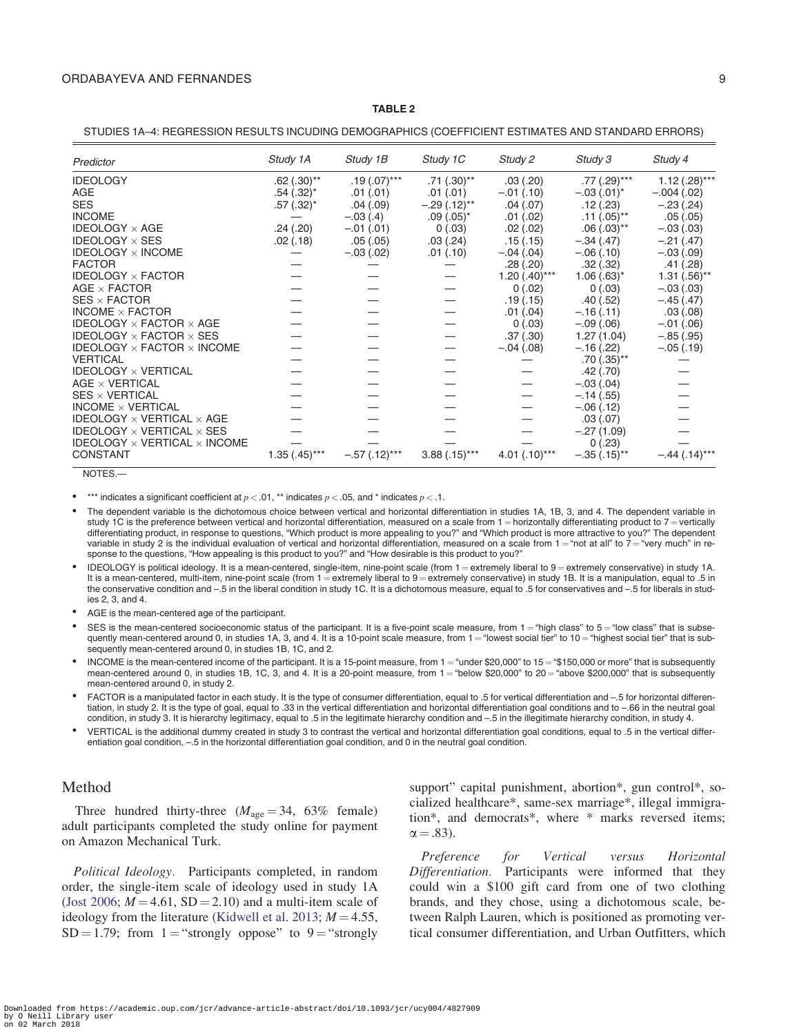**TABLE 2**

STUDIES 1A–4: REGRESSION RESULTS INCUDING DEMOGRAPHICS (COEFFICIENT ESTIMATES AND STANDARD ERRORS)

| Predictor | Study 1A | Study 1B | Study 1C | Study 2 | Study 3 | Study 4 |
|---|---|---|---|---|---|---|
| IDEOLOGY | .62 (.30)** | .19 (.07)*** | .71 (.30)** | .03 (.20) | .77 (.29)*** | 1.12 (.28)*** |
| AGE | .54 (.32)* | .01 (.01) | .01 (.01) | −.01 (.10) | −.03 (.01)* | −.004 (.02) |
| SES | .57 (.32)* | .04 (.09) | −.29 (.12)** | .04 (.07) | .12 (.23) | −.23 (.24) |
| INCOME | — | −.03 (.4) | .09 (.05)* | .01 (.02) | .11 (.05)** | .05 (.05) |
| IDEOLOGY × AGE | .24 (.20) | −.01 (.01) | 0 (.03) | .02 (.02) | .06 (.03)** | −.03 (.03) |
| IDEOLOGY × SES | .02 (.18) | .05 (.05) | .03 (.24) | .15 (.15) | −.34 (.47) | −.21 (.47) |
| IDEOLOGY × INCOME | — | −.03 (.02) | .01 (.10) | −.04 (.04) | −.06 (.10) | −.03 (.09) |
| FACTOR | — | — | — | .28 (.20) | .32 (.32) | .41 (.28) |
| IDEOLOGY × FACTOR | — | — | — | 1.20 (.40)*** | 1.06 (.63)* | 1.31 (.56)** |
| AGE × FACTOR | — | — | — | 0 (.02) | 0 (.03) | −.03 (.03) |
| SES × FACTOR | — | — | — | .19 (.15) | .40 (.52) | −.45 (.47) |
| INCOME × FACTOR | — | — | — | .01 (.04) | −.16 (.11) | .03 (.08) |
| IDEOLOGY × FACTOR × AGE | — | — | — | 0 (.03) | −.09 (.06) | −.01 (.06) |
| IDEOLOGY × FACTOR × SES | — | — | — | .37 (.30) | 1.27 (1.04) | −.85 (.95) |
| IDEOLOGY × FACTOR × INCOME | — | — | — | −.04 (.08) | −.16 (.22) | −.05 (.19) |
| VERTICAL | — | — | — | — | .70 (.35)** | — |
| IDEOLOGY × VERTICAL | — | — | — | — | .42 (.70) | — |
| AGE × VERTICAL | — | — | — | — | −.03 (.04) | — |
| SES × VERTICAL | — | — | — | — | −.14 (.55) | — |
| INCOME × VERTICAL | — | — | — | — | −.06 (.12) | — |
| IDEOLOGY × VERTICAL × AGE | — | — | — | — | .03 (.07) | — |
| IDEOLOGY × VERTICAL × SES | — | — | — | — | −.27 (1.09) | — |
| IDEOLOGY × VERTICAL × INCOME | — | — | — | — | 0 (.23) | — |
| CONSTANT | 1.35 (.45)*** | −.57 (.12)*** | 3.88 (.15)*** | 4.01 (.10)*** | −.35 (.15)** | −.44 (.14)*** |

NOTES.—

- *** indicates a significant coefficient at $p < .01$, ** indicates $p < .05$, and * indicates $p < .1$.
- The dependent variable is the dichotomous choice between vertical and horizontal differentiation in studies 1A, 1B, 3, and 4. The dependent variable in study 1C is the preference between vertical and horizontal differentiation, measured on a scale from 1 = horizontally differentiating product to 7 = vertically differentiating product, in response to questions, "Which product is more appealing to you?" and "Which product is more attractive to you?" The dependent variable in study 2 is the individual evaluation of vertical and horizontal differentiation, measured on a scale from 1 = "not at all" to 7 = "very much" in response to the questions, "How appealing is this product to you?" and "How desirable is this product to you?"
- IDEOLOGY is political ideology. It is a mean-centered, single-item, nine-point scale (from 1 = extremely liberal to 9 = extremely conservative) in study 1A. It is a mean-centered, multi-item, nine-point scale (from 1 = extremely liberal to 9 = extremely conservative) in study 1B. It is a manipulation, equal to .5 in the conservative condition and −.5 in the liberal condition in study 1C. It is a dichotomous measure, equal to .5 for conservatives and −.5 for liberals in studies 2, 3, and 4.
- AGE is the mean-centered age of the participant.
- SES is the mean-centered socioeconomic status of the participant. It is a five-point scale measure, from 1 = "high class" to 5 = "low class" that is subsequently mean-centered around 0, in studies 1A, 3, and 4. It is a 10-point scale measure, from 1 = "lowest social tier" to 10 = "highest social tier" that is subsequently mean-centered around 0, in studies 1B, 1C, and 2.
- INCOME is the mean-centered income of the participant. It is a 15-point measure, from 1 = "under \$20,000" to 15 = "\$150,000 or more" that is subsequently mean-centered around 0, in studies 1B, 1C, 3, and 4. It is a 20-point measure, from 1 = "below \$20,000" to 20 = "above \$200,000" that is subsequently mean-centered around 0, in study 2.
- FACTOR is a manipulated factor in each study. It is the type of consumer differentiation, equal to .5 for vertical differentiation and −.5 for horizontal differentiation, in study 2. It is the type of goal, equal to .33 in the vertical differentiation and horizontal differentiation goal conditions and to −.66 in the neutral goal condition, in study 3. It is hierarchy legitimacy, equal to .5 in the legitimate hierarchy condition and −.5 in the illegitimate hierarchy condition, in study 4.
- VERTICAL is the additional dummy created in study 3 to contrast the vertical and horizontal differentiation goal conditions, equal to .5 in the vertical differentiation goal condition, −.5 in the horizontal differentiation goal condition, and 0 in the neutral goal condition.

## Method

Three hundred thirty-three ($M_{age} = 34$, 63% female) adult participants completed the study online for payment on Amazon Mechanical Turk.

*Political Ideology*. Participants completed, in random order, the single-item scale of ideology used in study 1A (Jost 2006; $M = 4.61$, $SD = 2.10$) and a multi-item scale of ideology from the literature (Kidwell et al. 2013; $M = 4.55$, $SD = 1.79$; from 1 = "strongly oppose" to 9 = "strongly support" capital punishment, abortion*, gun control*, socialized healthcare*, same-sex marriage*, illegal immigration*, and democrats*, where * marks reversed items; $\alpha = .83$).

*Preference for Vertical versus Horizontal Differentiation*. Participants were informed that they could win a \$100 gift card from one of two clothing brands, and they chose, using a dichotomous scale, between Ralph Lauren, which is positioned as promoting vertical consumer differentiation, and Urban Outfitters, which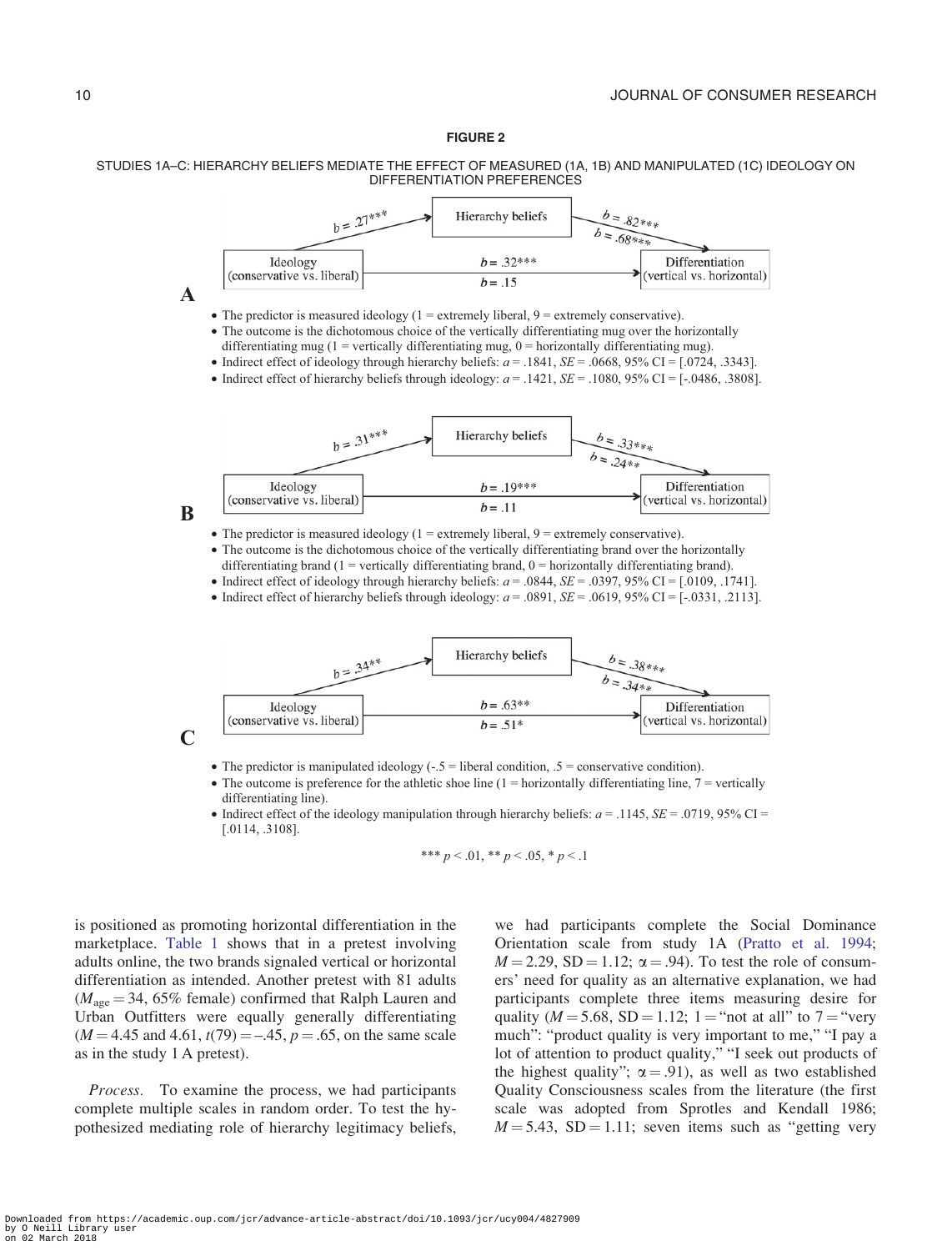**FIGURE 2**

STUDIES 1A–C: HIERARCHY BELIEFS MEDIATE THE EFFECT OF MEASURED (1A, 1B) AND MANIPULATED (1C) IDEOLOGY ON DIFFERENTIATION PREFERENCES

**A**

Hierarchy beliefs

b = .27***

b = .82***

b = .68***

Ideology (conservative vs. liberal)

b = .32***

b = .15

Differentiation (vertical vs. horizontal)

- The predictor is measured ideology (1 = extremely liberal, 9 = extremely conservative).
- The outcome is the dichotomous choice of the vertically differentiating mug over the horizontally differentiating mug (1 = vertically differentiating mug, 0 = horizontally differentiating mug).
- Indirect effect of ideology through hierarchy beliefs: $a = .1841$, $SE = .0668$, 95% CI = [.0724, .3343].
- Indirect effect of hierarchy beliefs through ideology: $a = .1421$, $SE = .1080$, 95% CI = [-.0486, .3808].

**B**

Hierarchy beliefs

b = .31***

b = .33***

b = .24**

Ideology (conservative vs. liberal)

b = .19***

b = .11

Differentiation (vertical vs. horizontal)

- The predictor is measured ideology (1 = extremely liberal, 9 = extremely conservative).
- The outcome is the dichotomous choice of the vertically differentiating brand over the horizontally differentiating brand (1 = vertically differentiating brand, 0 = horizontally differentiating brand).
- Indirect effect of ideology through hierarchy beliefs: $a = .0844$, $SE = .0397$, 95% CI = [.0109, .1741].
- Indirect effect of hierarchy beliefs through ideology: $a = .0891$, $SE = .0619$, 95% CI = [-.0331, .2113].

**C**

Hierarchy beliefs

b = .34**

b = .38***

b = .34**

Ideology (conservative vs. liberal)

b = .63**

b = .51*

Differentiation (vertical vs. horizontal)

- The predictor is manipulated ideology (-.5 = liberal condition, .5 = conservative condition).
- The outcome is preference for the athletic shoe line (1 = horizontally differentiating line, 7 = vertically differentiating line).
- Indirect effect of the ideology manipulation through hierarchy beliefs: $a = .1145$, $SE = .0719$, 95% CI = [.0114, .3108].

*** $p < .01$, ** $p < .05$, * $p < .1$

is positioned as promoting horizontal differentiation in the marketplace. Table 1 shows that in a pretest involving adults online, the two brands signaled vertical or horizontal differentiation as intended. Another pretest with 81 adults ($M_{age} = 34$, 65% female) confirmed that Ralph Lauren and Urban Outfitters were equally generally differentiating ($M = 4.45$ and $4.61$, $t(79) = -.45$, $p = .65$, on the same scale as in the study 1 A pretest).

*Process.* To examine the process, we had participants complete multiple scales in random order. To test the hypothesized mediating role of hierarchy legitimacy beliefs, we had participants complete the Social Dominance Orientation scale from study 1A (Pratto et al. 1994; $M = 2.29$, $SD = 1.12$; $\alpha = .94$). To test the role of consumers' need for quality as an alternative explanation, we had participants complete three items measuring desire for quality ($M = 5.68$, $SD = 1.12$; 1 = "not at all" to 7 = "very much": "product quality is very important to me," "I pay a lot of attention to product quality," "I seek out products of the highest quality"; $\alpha = .91$), as well as two established Quality Consciousness scales from the literature (the first scale was adopted from Sproltes and Kendall 1986; $M = 5.43$, $SD = 1.11$; seven items such as "getting very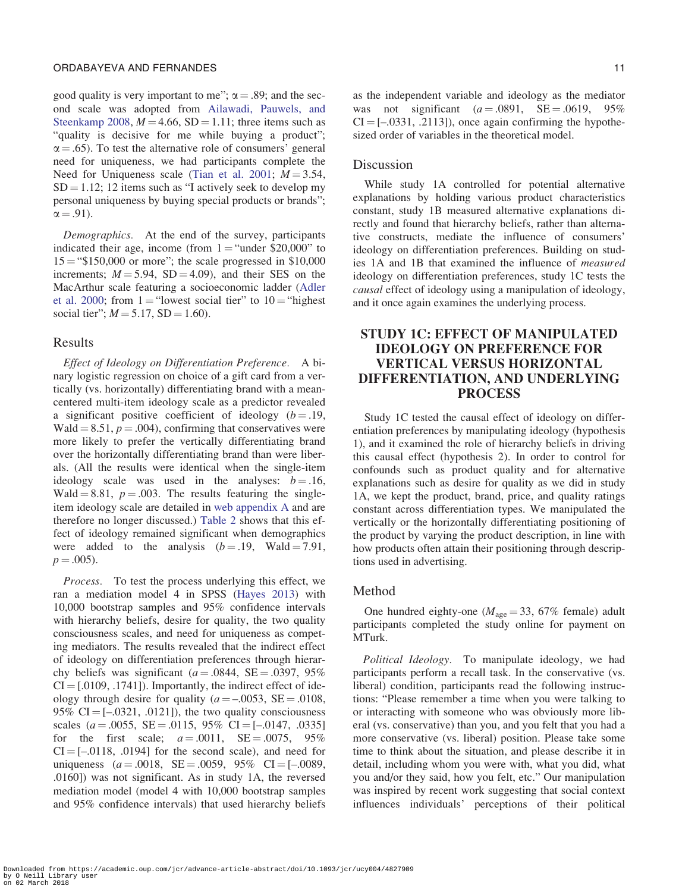good quality is very important to me"; $\alpha = .89$; and the second scale was adopted from Ailawadi, Pauwels, and Steenkamp 2008, $M = 4.66$, $SD = 1.11$; three items such as "quality is decisive for me while buying a product"; $\alpha = .65$). To test the alternative role of consumers' general need for uniqueness, we had participants complete the Need for Uniqueness scale (Tian et al. 2001; $M = 3.54$, $SD = 1.12$; 12 items such as "I actively seek to develop my personal uniqueness by buying special products or brands"; $\alpha = .91$).

*Demographics.* At the end of the survey, participants indicated their age, income (from 1 = "under \$20,000" to 15 = "\$150,000 or more"; the scale progressed in \$10,000 increments; $M = 5.94$, $SD = 4.09$), and their SES on the MacArthur scale featuring a socioeconomic ladder (Adler et al. 2000; from 1 = "lowest social tier" to 10 = "highest social tier"; $M = 5.17$, $SD = 1.60$).

## Results

*Effect of Ideology on Differentiation Preference.* A binary logistic regression on choice of a gift card from a vertically (vs. horizontally) differentiating brand with a mean-centered multi-item ideology scale as a predictor revealed a significant positive coefficient of ideology ($b = .19$, Wald = 8.51, $p = .004$), confirming that conservatives were more likely to prefer the vertically differentiating brand over the horizontally differentiating brand than were liberals. (All the results were identical when the single-item ideology scale was used in the analyses: $b = .16$, Wald = 8.81, $p = .003$. The results featuring the single-item ideology scale are detailed in web appendix A and are therefore no longer discussed.) Table 2 shows that this effect of ideology remained significant when demographics were added to the analysis ($b = .19$, Wald = 7.91, $p = .005$).

*Process.* To test the process underlying this effect, we ran a mediation model 4 in SPSS (Hayes 2013) with 10,000 bootstrap samples and 95% confidence intervals with hierarchy beliefs, desire for quality, the two quality consciousness scales, and need for uniqueness as competing mediators. The results revealed that the indirect effect of ideology on differentiation preferences through hierarchy beliefs was significant ($a = .0844$, $SE = .0397$, 95% CI = [.0109, .1741]). Importantly, the indirect effect of ideology through desire for quality ($a = -.0053$, $SE = .0108$, 95% CI = [-.0321, .0121]), the two quality consciousness scales ($a = .0055$, $SE = .0115$, 95% CI = [-.0147, .0335] for the first scale; $a = .0011$, $SE = .0075$, 95% CI = [-.0118, .0194] for the second scale), and need for uniqueness ($a = .0018$, $SE = .0059$, 95% CI = [-.0089, .0160]) was not significant. As in study 1A, the reversed mediation model (model 4 with 10,000 bootstrap samples and 95% confidence intervals) that used hierarchy beliefs as the independent variable and ideology as the mediator was not significant ($a = .0891$, $SE = .0619$, 95% CI = [-.0331, .2113]), once again confirming the hypothesized order of variables in the theoretical model.

## Discussion

While study 1A controlled for potential alternative explanations by holding various product characteristics constant, study 1B measured alternative explanations directly and found that hierarchy beliefs, rather than alternative constructs, mediate the influence of consumers' ideology on differentiation preferences. Building on studies 1A and 1B that examined the influence of *measured* ideology on differentiation preferences, study 1C tests the *causal* effect of ideology using a manipulation of ideology, and it once again examines the underlying process.

# STUDY 1C: EFFECT OF MANIPULATED IDEOLOGY ON PREFERENCE FOR VERTICAL VERSUS HORIZONTAL DIFFERENTIATION, AND UNDERLYING PROCESS

Study 1C tested the causal effect of ideology on differentiation preferences by manipulating ideology (hypothesis 1), and it examined the role of hierarchy beliefs in driving this causal effect (hypothesis 2). In order to control for confounds such as product quality and for alternative explanations such as desire for quality as we did in study 1A, we kept the product, brand, price, and quality ratings constant across differentiation types. We manipulated the vertically or the horizontally differentiating positioning of the product by varying the product description, in line with how products often attain their positioning through descriptions used in advertising.

## Method

One hundred eighty-one ($M_{age} = 33$, 67% female) adult participants completed the study online for payment on MTurk.

*Political Ideology.* To manipulate ideology, we had participants perform a recall task. In the conservative (vs. liberal) condition, participants read the following instructions: "Please remember a time when you were talking to or interacting with someone who was obviously more liberal (vs. conservative) than you, and you felt that you had a more conservative (vs. liberal) position. Please take some time to think about the situation, and please describe it in detail, including whom you were with, what you did, what you and/or they said, how you felt, etc." Our manipulation was inspired by recent work suggesting that social context influences individuals' perceptions of their political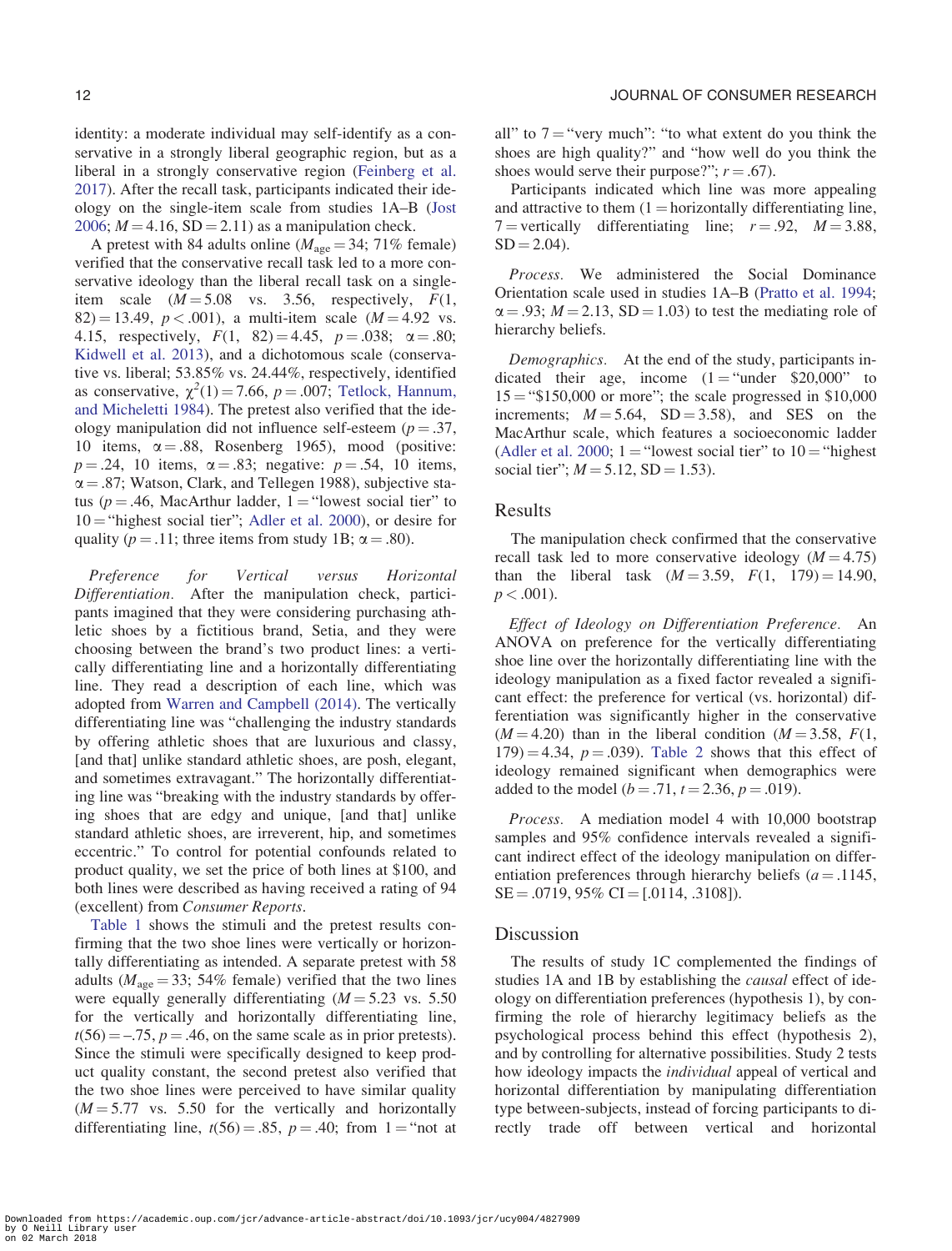identity: a moderate individual may self-identify as a conservative in a strongly liberal geographic region, but as a liberal in a strongly conservative region (Feinberg et al. 2017). After the recall task, participants indicated their ideology on the single-item scale from studies 1A–B (Jost 2006; $M = 4.16$, $SD = 2.11$) as a manipulation check.

A pretest with 84 adults online ($M_{age} = 34$; 71% female) verified that the conservative recall task led to a more conservative ideology than the liberal recall task on a single-item scale ($M = 5.08$ vs. 3.56, respectively, $F(1, 82) = 13.49$, $p < .001$), a multi-item scale ($M = 4.92$ vs. 4.15, respectively, $F(1, 82) = 4.45$, $p = .038$; $\alpha = .80$; Kidwell et al. 2013), and a dichotomous scale (conservative vs. liberal; 53.85% vs. 24.44%, respectively, identified as conservative, $\chi^2(1) = 7.66$, $p = .007$; Tetlock, Hannum, and Micheletti 1984). The pretest also verified that the ideology manipulation did not influence self-esteem ($p = .37$, 10 items, $\alpha = .88$, Rosenberg 1965), mood (positive: $p = .24$, 10 items, $\alpha = .83$; negative: $p = .54$, 10 items, $\alpha = .87$; Watson, Clark, and Tellegen 1988), subjective status ($p = .46$, MacArthur ladder, 1 = "lowest social tier" to 10 = "highest social tier"; Adler et al. 2000), or desire for quality ($p = .11$; three items from study 1B; $\alpha = .80$).

*Preference for Vertical versus Horizontal Differentiation.* After the manipulation check, participants imagined that they were considering purchasing athletic shoes by a fictitious brand, Setia, and they were choosing between the brand's two product lines: a vertically differentiating line and a horizontally differentiating line. They read a description of each line, which was adopted from Warren and Campbell (2014). The vertically differentiating line was "challenging the industry standards by offering athletic shoes that are luxurious and classy, [and that] unlike standard athletic shoes, are posh, elegant, and sometimes extravagant." The horizontally differentiating line was "breaking with the industry standards by offering shoes that are edgy and unique, [and that] unlike standard athletic shoes, are irreverent, hip, and sometimes eccentric." To control for potential confounds related to product quality, we set the price of both lines at \$100, and both lines were described as having received a rating of 94 (excellent) from *Consumer Reports*.

Table 1 shows the stimuli and the pretest results confirming that the two shoe lines were vertically or horizontally differentiating as intended. A separate pretest with 58 adults ($M_{age} = 33$; 54% female) verified that the two lines were equally generally differentiating ($M = 5.23$ vs. 5.50 for the vertically and horizontally differentiating line, $t(56) = -.75$, $p = .46$, on the same scale as in prior pretests). Since the stimuli were specifically designed to keep product quality constant, the second pretest also verified that the two shoe lines were perceived to have similar quality ($M = 5.77$ vs. 5.50 for the vertically and horizontally differentiating line, $t(56) = .85$, $p = .40$; from 1 = "not at all" to 7 = "very much": "to what extent do you think the shoes are high quality?" and "how well do you think the shoes would serve their purpose?"; $r = .67$).

Participants indicated which line was more appealing and attractive to them (1 = horizontally differentiating line, 7 = vertically differentiating line; $r = .92$, $M = 3.88$, $SD = 2.04$).

*Process.* We administered the Social Dominance Orientation scale used in studies 1A–B (Pratto et al. 1994; $\alpha = .93$; $M = 2.13$, $SD = 1.03$) to test the mediating role of hierarchy beliefs.

*Demographics.* At the end of the study, participants indicated their age, income (1 = "under \$20,000" to 15 = "\$150,000 or more"; the scale progressed in \$10,000 increments; $M = 5.64$, $SD = 3.58$), and SES on the MacArthur scale, which features a socioeconomic ladder (Adler et al. 2000; 1 = "lowest social tier" to 10 = "highest social tier"; $M = 5.12$, $SD = 1.53$).

## Results

The manipulation check confirmed that the conservative recall task led to more conservative ideology ($M = 4.75$) than the liberal task ($M = 3.59$, $F(1, 179) = 14.90$, $p < .001$).

*Effect of Ideology on Differentiation Preference.* An ANOVA on preference for the vertically differentiating shoe line over the horizontally differentiating line with the ideology manipulation as a fixed factor revealed a significant effect: the preference for vertical (vs. horizontal) differentiation was significantly higher in the conservative ($M = 4.20$) than in the liberal condition ($M = 3.58$, $F(1, 179) = 4.34$, $p = .039$). Table 2 shows that this effect of ideology remained significant when demographics were added to the model ($b = .71$, $t = 2.36$, $p = .019$).

*Process.* A mediation model 4 with 10,000 bootstrap samples and 95% confidence intervals revealed a significant indirect effect of the ideology manipulation on differentiation preferences through hierarchy beliefs ($a = .1145$, $SE = .0719$, 95% CI = [.0114, .3108]).

## Discussion

The results of study 1C complemented the findings of studies 1A and 1B by establishing the *causal* effect of ideology on differentiation preferences (hypothesis 1), by confirming the role of hierarchy legitimacy beliefs as the psychological process behind this effect (hypothesis 2), and by controlling for alternative possibilities. Study 2 tests how ideology impacts the *individual* appeal of vertical and horizontal differentiation by manipulating differentiation type between-subjects, instead of forcing participants to directly trade off between vertical and horizontal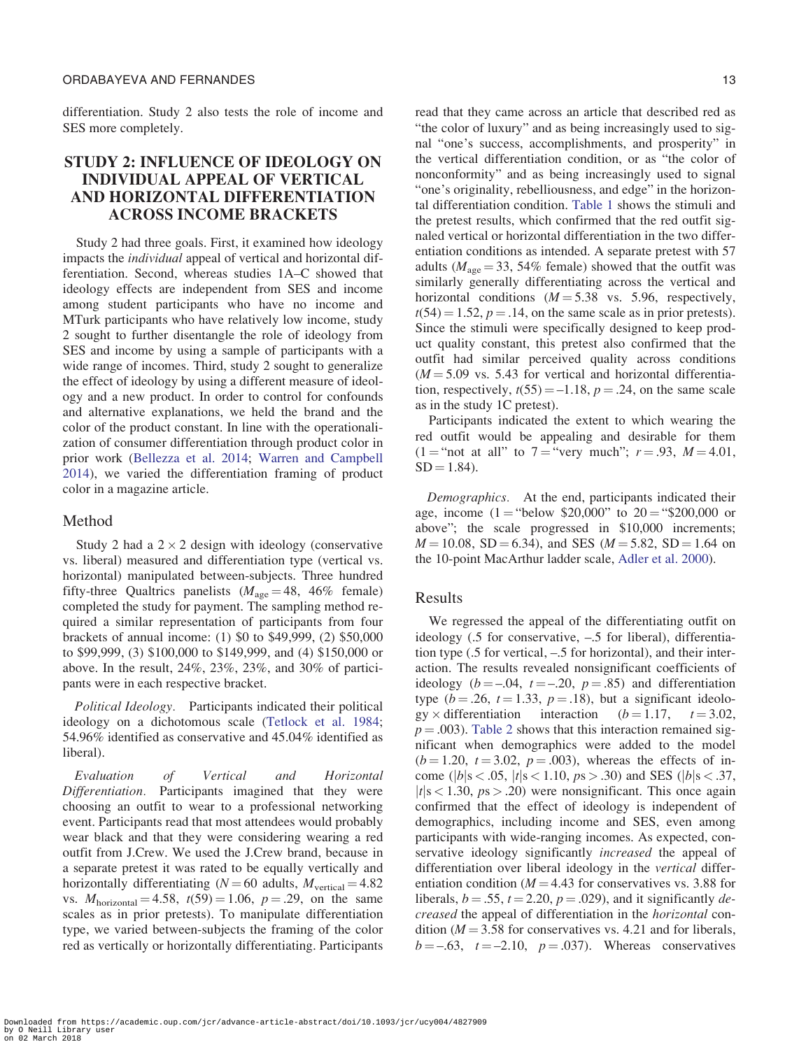differentiation. Study 2 also tests the role of income and SES more completely.

## STUDY 2: INFLUENCE OF IDEOLOGY ON INDIVIDUAL APPEAL OF VERTICAL AND HORIZONTAL DIFFERENTIATION ACROSS INCOME BRACKETS

Study 2 had three goals. First, it examined how ideology impacts the *individual* appeal of vertical and horizontal differentiation. Second, whereas studies 1A–C showed that ideology effects are independent from SES and income among student participants who have no income and MTurk participants who have relatively low income, study 2 sought to further disentangle the role of ideology from SES and income by using a sample of participants with a wide range of incomes. Third, study 2 sought to generalize the effect of ideology by using a different measure of ideology and a new product. In order to control for confounds and alternative explanations, we held the brand and the color of the product constant. In line with the operationalization of consumer differentiation through product color in prior work (Bellezza et al. 2014; Warren and Campbell 2014), we varied the differentiation framing of product color in a magazine article.

### Method

Study 2 had a 2 × 2 design with ideology (conservative vs. liberal) measured and differentiation type (vertical vs. horizontal) manipulated between-subjects. Three hundred fifty-three Qualtrics panelists ($M_{age} = 48$, 46% female) completed the study for payment. The sampling method required a similar representation of participants from four brackets of annual income: (1) $0 to $49,999, (2) $50,000 to $99,999, (3) $100,000 to $149,999, and (4) $150,000 or above. In the result, 24%, 23%, 23%, and 30% of participants were in each respective bracket.

*Political Ideology.* Participants indicated their political ideology on a dichotomous scale (Tetlock et al. 1984; 54.96% identified as conservative and 45.04% identified as liberal).

*Evaluation of Vertical and Horizontal Differentiation.* Participants imagined that they were choosing an outfit to wear to a professional networking event. Participants read that most attendees would probably wear black and that they were considering wearing a red outfit from J.Crew. We used the J.Crew brand, because in a separate pretest it was rated to be equally vertically and horizontally differentiating ($N = 60$ adults, $M_{vertical} = 4.82$ vs. $M_{horizontal} = 4.58$, $t(59) = 1.06$, $p = .29$, on the same scales as in prior pretests). To manipulate differentiation type, we varied between-subjects the framing of the color red as vertically or horizontally differentiating. Participants read that they came across an article that described red as "the color of luxury" and as being increasingly used to signal "one's success, accomplishments, and prosperity" in the vertical differentiation condition, or as "the color of nonconformity" and as being increasingly used to signal "one's originality, rebelliousness, and edge" in the horizontal differentiation condition. Table 1 shows the stimuli and the pretest results, which confirmed that the red outfit signaled vertical or horizontal differentiation in the two differentiation conditions as intended. A separate pretest with 57 adults ($M_{age} = 33$, 54% female) showed that the outfit was similarly generally differentiating across the vertical and horizontal conditions ($M = 5.38$ vs. 5.96, respectively, $t(54) = 1.52$, $p = .14$, on the same scale as in prior pretests). Since the stimuli were specifically designed to keep product quality constant, this pretest also confirmed that the outfit had similar perceived quality across conditions ($M = 5.09$ vs. 5.43 for vertical and horizontal differentiation, respectively, $t(55) = –1.18$, $p = .24$, on the same scale as in the study 1C pretest).

Participants indicated the extent to which wearing the red outfit would be appealing and desirable for them (1 = "not at all" to 7 = "very much"; $r = .93$, $M = 4.01$, $SD = 1.84$).

*Demographics.* At the end, participants indicated their age, income (1 = "below $20,000" to 20 = "$200,000 or above"; the scale progressed in $10,000 increments; $M = 10.08$, $SD = 6.34$), and SES ($M = 5.82$, $SD = 1.64$ on the 10-point MacArthur ladder scale, Adler et al. 2000).

### Results

We regressed the appeal of the differentiating outfit on ideology (.5 for conservative, –.5 for liberal), differentiation type (.5 for vertical, –.5 for horizontal), and their interaction. The results revealed nonsignificant coefficients of ideology ($b = –.04$, $t = –.20$, $p = .85$) and differentiation type ($b = .26$, $t = 1.33$, $p = .18$), but a significant ideology × differentiation interaction ($b = 1.17$, $t = 3.02$, $p = .003$). Table 2 shows that this interaction remained significant when demographics were added to the model ($b = 1.20$, $t = 3.02$, $p = .003$), whereas the effects of income ($|b|\text{s} < .05$, $|t|\text{s} < 1.10$, $p\text{s} > .30$) and SES ($|b|\text{s} < .37$, $|t|\text{s} < 1.30$, $p\text{s} > .20$) were nonsignificant. This once again confirmed that the effect of ideology is independent of demographics, including income and SES, even among participants with wide-ranging incomes. As expected, conservative ideology significantly *increased* the appeal of differentiation over liberal ideology in the *vertical* differentiation condition ($M = 4.43$ for conservatives vs. 3.88 for liberals, $b = .55$, $t = 2.20$, $p = .029$), and it significantly *decreased* the appeal of differentiation in the *horizontal* condition ($M = 3.58$ for conservatives vs. 4.21 and for liberals, $b = –.63$, $t = –2.10$, $p = .037$). Whereas conservatives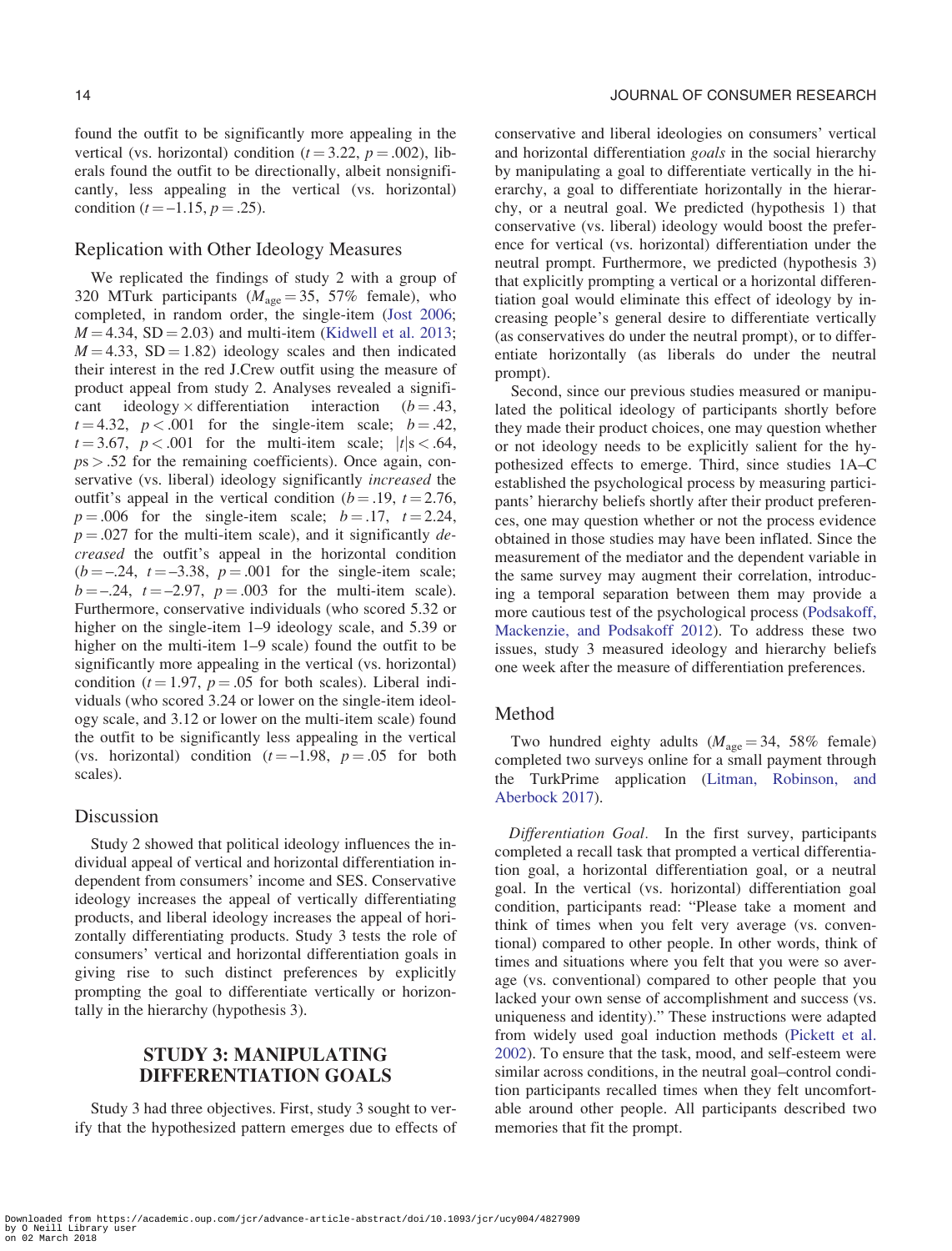found the outfit to be significantly more appealing in the vertical (vs. horizontal) condition ($t = 3.22$, $p = .002$), liberals found the outfit to be directionally, albeit nonsignificantly, less appealing in the vertical (vs. horizontal) condition ($t = -1.15$, $p = .25$).

## Replication with Other Ideology Measures

We replicated the findings of study 2 with a group of 320 MTurk participants ($M_{age} = 35$, 57% female), who completed, in random order, the single-item (Jost 2006; $M = 4.34$, $SD = 2.03$) and multi-item (Kidwell et al. 2013; $M = 4.33$, $SD = 1.82$) ideology scales and then indicated their interest in the red J.Crew outfit using the measure of product appeal from study 2. Analyses revealed a significant ideology × differentiation interaction ($b = .43$, $t = 4.32$, $p < .001$ for the single-item scale; $b = .42$, $t = 3.67$, $p < .001$ for the multi-item scale; $|t|s < .64$, $ps > .52$ for the remaining coefficients). Once again, conservative (vs. liberal) ideology significantly *increased* the outfit's appeal in the vertical condition ($b = .19$, $t = 2.76$, $p = .006$ for the single-item scale; $b = .17$, $t = 2.24$, $p = .027$ for the multi-item scale), and it significantly *decreased* the outfit's appeal in the horizontal condition ($b = -.24$, $t = -3.38$, $p = .001$ for the single-item scale; $b = -.24$, $t = -2.97$, $p = .003$ for the multi-item scale). Furthermore, conservative individuals (who scored 5.32 or higher on the single-item 1–9 ideology scale, and 5.39 or higher on the multi-item 1–9 scale) found the outfit to be significantly more appealing in the vertical (vs. horizontal) condition ($t = 1.97$, $p = .05$ for both scales). Liberal individuals (who scored 3.24 or lower on the single-item ideology scale, and 3.12 or lower on the multi-item scale) found the outfit to be significantly less appealing in the vertical (vs. horizontal) condition ($t = -1.98$, $p = .05$ for both scales).

## Discussion

Study 2 showed that political ideology influences the individual appeal of vertical and horizontal differentiation independent from consumers' income and SES. Conservative ideology increases the appeal of vertically differentiating products, and liberal ideology increases the appeal of horizontally differentiating products. Study 3 tests the role of consumers' vertical and horizontal differentiation goals in giving rise to such distinct preferences by explicitly prompting the goal to differentiate vertically or horizontally in the hierarchy (hypothesis 3).

# STUDY 3: MANIPULATING DIFFERENTIATION GOALS

Study 3 had three objectives. First, study 3 sought to verify that the hypothesized pattern emerges due to effects of conservative and liberal ideologies on consumers' vertical and horizontal differentiation *goals* in the social hierarchy by manipulating a goal to differentiate vertically in the hierarchy, a goal to differentiate horizontally in the hierarchy, or a neutral goal. We predicted (hypothesis 1) that conservative (vs. liberal) ideology would boost the preference for vertical (vs. horizontal) differentiation under the neutral prompt. Furthermore, we predicted (hypothesis 3) that explicitly prompting a vertical or a horizontal differentiation goal would eliminate this effect of ideology by increasing people's general desire to differentiate vertically (as conservatives do under the neutral prompt), or to differentiate horizontally (as liberals do under the neutral prompt).

Second, since our previous studies measured or manipulated the political ideology of participants shortly before they made their product choices, one may question whether or not ideology needs to be explicitly salient for the hypothesized effects to emerge. Third, since studies 1A–C established the psychological process by measuring participants' hierarchy beliefs shortly after their product preferences, one may question whether or not the process evidence obtained in those studies may have been inflated. Since the measurement of the mediator and the dependent variable in the same survey may augment their correlation, introducing a temporal separation between them may provide a more cautious test of the psychological process (Podsakoff, Mackenzie, and Podsakoff 2012). To address these two issues, study 3 measured ideology and hierarchy beliefs one week after the measure of differentiation preferences.

## Method

Two hundred eighty adults ($M_{age} = 34$, 58% female) completed two surveys online for a small payment through the TurkPrime application (Litman, Robinson, and Aberbock 2017).

*Differentiation Goal.* In the first survey, participants completed a recall task that prompted a vertical differentiation goal, a horizontal differentiation goal, or a neutral goal. In the vertical (vs. horizontal) differentiation goal condition, participants read: "Please take a moment and think of times when you felt very average (vs. conventional) compared to other people. In other words, think of times and situations where you felt that you were so average (vs. conventional) compared to other people that you lacked your own sense of accomplishment and success (vs. uniqueness and identity)." These instructions were adapted from widely used goal induction methods (Pickett et al. 2002). To ensure that the task, mood, and self-esteem were similar across conditions, in the neutral goal–control condition participants recalled times when they felt uncomfortable around other people. All participants described two memories that fit the prompt.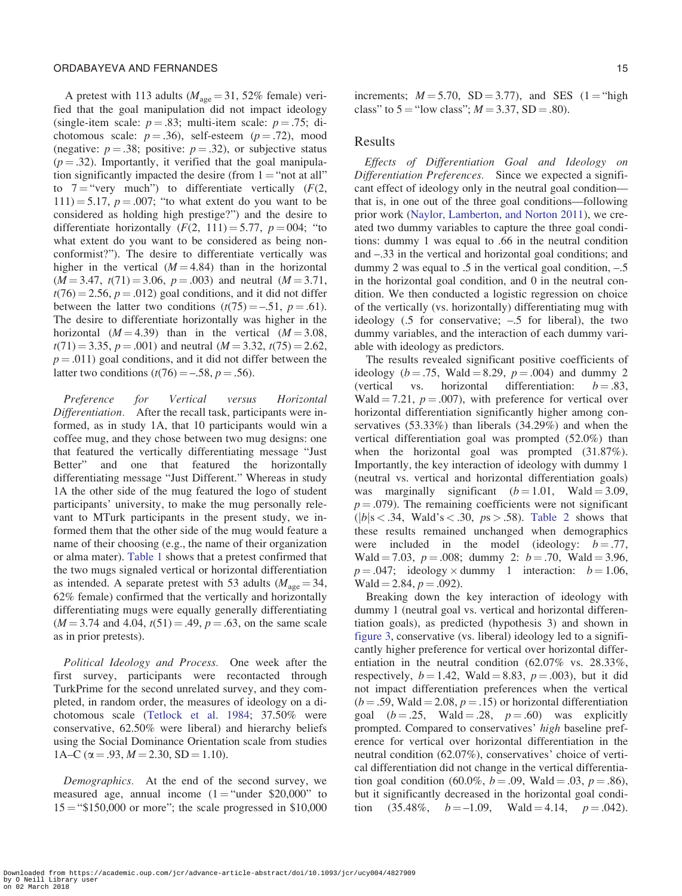A pretest with 113 adults ($M_{age} = 31$, 52% female) verified that the goal manipulation did not impact ideology (single-item scale: $p = .83$; multi-item scale: $p = .75$; dichotomous scale: $p = .36$), self-esteem ($p = .72$), mood (negative: $p = .38$; positive: $p = .32$), or subjective status ($p = .32$). Importantly, it verified that the goal manipulation significantly impacted the desire (from 1 = "not at all" to 7 = "very much") to differentiate vertically ($F(2, 111) = 5.17$, $p = .007$; "to what extent do you want to be considered as holding high prestige?") and the desire to differentiate horizontally ($F(2, 111) = 5.77$, $p = 004$; "to what extent do you want to be considered as being nonconformist?"). The desire to differentiate vertically was higher in the vertical ($M = 4.84$) than in the horizontal ($M = 3.47$, $t(71) = 3.06$, $p = .003$) and neutral ($M = 3.71$, $t(76) = 2.56$, $p = .012$) goal conditions, and it did not differ between the latter two conditions ($t(75) = -.51$, $p = .61$). The desire to differentiate horizontally was higher in the horizontal ($M = 4.39$) than in the vertical ($M = 3.08$, $t(71) = 3.35$, $p = .001$) and neutral ($M = 3.32$, $t(75) = 2.62$, $p = .011$) goal conditions, and it did not differ between the latter two conditions ($t(76) = -.58$, $p = .56$).

*Preference for Vertical versus Horizontal Differentiation.* After the recall task, participants were informed, as in study 1A, that 10 participants would win a coffee mug, and they chose between two mug designs: one that featured the vertically differentiating message "Just Better" and one that featured the horizontally differentiating message "Just Different." Whereas in study 1A the other side of the mug featured the logo of student participants' university, to make the mug personally relevant to MTurk participants in the present study, we informed them that the other side of the mug would feature a name of their choosing (e.g., the name of their organization or alma mater). Table 1 shows that a pretest confirmed that the two mugs signaled vertical or horizontal differentiation as intended. A separate pretest with 53 adults ($M_{age} = 34$, 62% female) confirmed that the vertically and horizontally differentiating mugs were equally generally differentiating ($M = 3.74$ and 4.04, $t(51) = .49$, $p = .63$, on the same scale as in prior pretests).

*Political Ideology and Process.* One week after the first survey, participants were recontacted through TurkPrime for the second unrelated survey, and they completed, in random order, the measures of ideology on a dichotomous scale (Tetlock et al. 1984; 37.50% were conservative, 62.50% were liberal) and hierarchy beliefs using the Social Dominance Orientation scale from studies 1A–C ($\alpha = .93$, $M = 2.30$, $SD = 1.10$).

*Demographics.* At the end of the second survey, we measured age, annual income (1 = "under \$20,000" to 15 = "\$150,000 or more"; the scale progressed in \$10,000 increments; $M = 5.70$, $SD = 3.77$), and SES (1 = "high class" to 5 = "low class"; $M = 3.37$, $SD = .80$).

## Results

*Effects of Differentiation Goal and Ideology on Differentiation Preferences.* Since we expected a significant effect of ideology only in the neutral goal condition—that is, in one out of the three goal conditions—following prior work (Naylor, Lamberton, and Norton 2011), we created two dummy variables to capture the three goal conditions: dummy 1 was equal to .66 in the neutral condition and –.33 in the vertical and horizontal goal conditions; and dummy 2 was equal to .5 in the vertical goal condition, –.5 in the horizontal goal condition, and 0 in the neutral condition. We then conducted a logistic regression on choice of the vertically (vs. horizontally) differentiating mug with ideology (.5 for conservative; –.5 for liberal), the two dummy variables, and the interaction of each dummy variable with ideology as predictors.

The results revealed significant positive coefficients of ideology ($b = .75$, Wald = 8.29, $p = .004$) and dummy 2 (vertical vs. horizontal differentiation: $b = .83$, Wald = 7.21, $p = .007$), with preference for vertical over horizontal differentiation significantly higher among conservatives (53.33%) than liberals (34.29%) and when the vertical differentiation goal was prompted (52.0%) than when the horizontal goal was prompted (31.87%). Importantly, the key interaction of ideology with dummy 1 (neutral vs. vertical and horizontal differentiation goals) was marginally significant ($b = 1.01$, Wald = 3.09, $p = .079$). The remaining coefficients were not significant ($|b|s < .34$, Wald's < .30, $ps > .58$). Table 2 shows that these results remained unchanged when demographics were included in the model (ideology: $b = .77$, Wald = 7.03, $p = .008$; dummy 2: $b = .70$, Wald = 3.96, $p = .047$; ideology × dummy 1 interaction: $b = 1.06$, Wald = 2.84, $p = .092$).

Breaking down the key interaction of ideology with dummy 1 (neutral goal vs. vertical and horizontal differentiation goals), as predicted (hypothesis 3) and shown in figure 3, conservative (vs. liberal) ideology led to a significantly higher preference for vertical over horizontal differentiation in the neutral condition (62.07% vs. 28.33%, respectively, $b = 1.42$, Wald = 8.83, $p = .003$), but it did not impact differentiation preferences when the vertical ($b = .59$, Wald = 2.08, $p = .15$) or horizontal differentiation goal ($b = .25$, Wald = .28, $p = .60$) was explicitly prompted. Compared to conservatives' *high* baseline preference for vertical over horizontal differentiation in the neutral condition (62.07%), conservatives' choice of vertical differentiation did not change in the vertical differentiation goal condition (60.0%, $b = .09$, Wald = .03, $p = .86$), but it significantly decreased in the horizontal goal condition (35.48%, $b = -1.09$, Wald = 4.14, $p = .042$).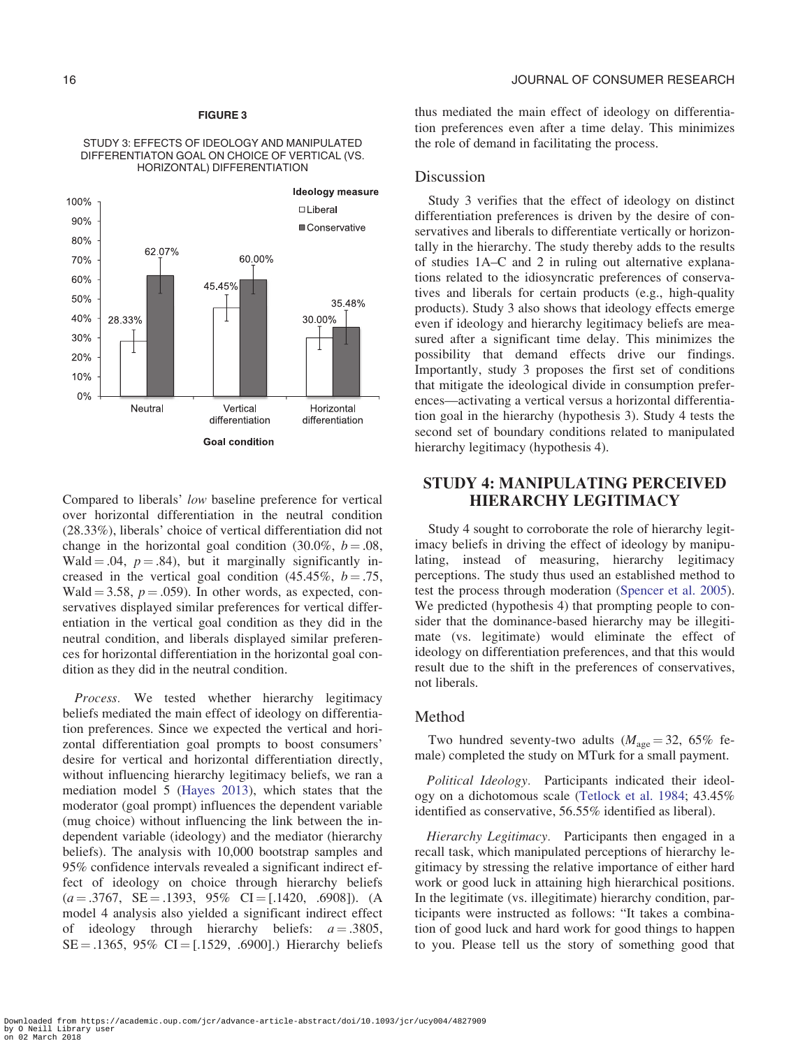**FIGURE 3**

STUDY 3: EFFECTS OF IDEOLOGY AND MANIPULATED DIFFERENTIATON GOAL ON CHOICE OF VERTICAL (VS. HORIZONTAL) DIFFERENTIATION

Ideology measure
Liberal
Conservative

100%
90%
80%
70%
60%
50%
40%
30%
20%
10%
0%

28.33%
62.07%
45.45%
60.00%
30.00%
35.48%

Neutral
Vertical differentiation
Horizontal differentiation

Goal condition

Compared to liberals' *low* baseline preference for vertical over horizontal differentiation in the neutral condition (28.33%), liberals' choice of vertical differentiation did not change in the horizontal goal condition (30.0%, $b = .08$, Wald $= .04$, $p = .84$), but it marginally significantly increased in the vertical goal condition (45.45%, $b = .75$, Wald $= 3.58$, $p = .059$). In other words, as expected, conservatives displayed similar preferences for vertical differentiation in the vertical goal condition as they did in the neutral condition, and liberals displayed similar preferences for horizontal differentiation in the horizontal goal condition as they did in the neutral condition.

*Process.* We tested whether hierarchy legitimacy beliefs mediated the main effect of ideology on differentiation preferences. Since we expected the vertical and horizontal differentiation goal prompts to boost consumers' desire for vertical and horizontal differentiation directly, without influencing hierarchy legitimacy beliefs, we ran a mediation model 5 (Hayes 2013), which states that the moderator (goal prompt) influences the dependent variable (mug choice) without influencing the link between the independent variable (ideology) and the mediator (hierarchy beliefs). The analysis with 10,000 bootstrap samples and 95% confidence intervals revealed a significant indirect effect of ideology on choice through hierarchy beliefs ($a = .3767$, SE $= .1393$, 95% CI $= [.1420, .6908]$). (A model 4 analysis also yielded a significant indirect effect of ideology through hierarchy beliefs: $a = .3805$, SE $= .1365$, 95% CI $= [.1529, .6900]$.) Hierarchy beliefs thus mediated the main effect of ideology on differentiation preferences even after a time delay. This minimizes the role of demand in facilitating the process.

## Discussion

Study 3 verifies that the effect of ideology on distinct differentiation preferences is driven by the desire of conservatives and liberals to differentiate vertically or horizontally in the hierarchy. The study thereby adds to the results of studies 1A–C and 2 in ruling out alternative explanations related to the idiosyncratic preferences of conservatives and liberals for certain products (e.g., high-quality products). Study 3 also shows that ideology effects emerge even if ideology and hierarchy legitimacy beliefs are measured after a significant time delay. This minimizes the possibility that demand effects drive our findings. Importantly, study 3 proposes the first set of conditions that mitigate the ideological divide in consumption preferences—activating a vertical versus a horizontal differentiation goal in the hierarchy (hypothesis 3). Study 4 tests the second set of boundary conditions related to manipulated hierarchy legitimacy (hypothesis 4).

# STUDY 4: MANIPULATING PERCEIVED HIERARCHY LEGITIMACY

Study 4 sought to corroborate the role of hierarchy legitimacy beliefs in driving the effect of ideology by manipulating, instead of measuring, hierarchy legitimacy perceptions. The study thus used an established method to test the process through moderation (Spencer et al. 2005). We predicted (hypothesis 4) that prompting people to consider that the dominance-based hierarchy may be illegitimate (vs. legitimate) would eliminate the effect of ideology on differentiation preferences, and that this would result due to the shift in the preferences of conservatives, not liberals.

## Method

Two hundred seventy-two adults ($M_{age} = 32$, 65% female) completed the study on MTurk for a small payment.

*Political Ideology.* Participants indicated their ideology on a dichotomous scale (Tetlock et al. 1984; 43.45% identified as conservative, 56.55% identified as liberal).

*Hierarchy Legitimacy.* Participants then engaged in a recall task, which manipulated perceptions of hierarchy legitimacy by stressing the relative importance of either hard work or good luck in attaining high hierarchical positions. In the legitimate (vs. illegitimate) hierarchy condition, participants were instructed as follows: "It takes a combination of good luck and hard work for good things to happen to you. Please tell us the story of something good that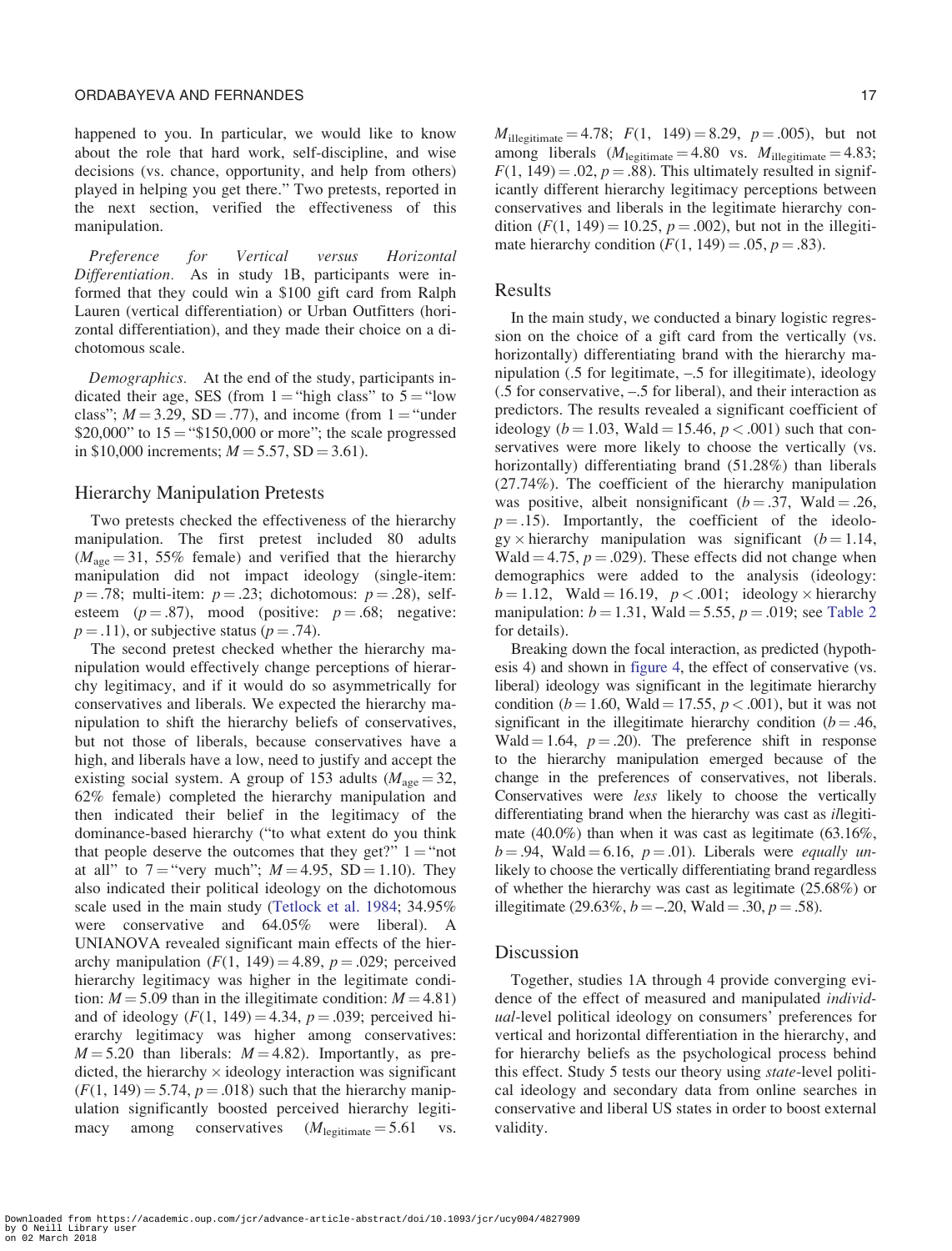happened to you. In particular, we would like to know about the role that hard work, self-discipline, and wise decisions (vs. chance, opportunity, and help from others) played in helping you get there." Two pretests, reported in the next section, verified the effectiveness of this manipulation.

*Preference for Vertical versus Horizontal Differentiation.* As in study 1B, participants were informed that they could win a \$100 gift card from Ralph Lauren (vertical differentiation) or Urban Outfitters (horizontal differentiation), and they made their choice on a dichotomous scale.

*Demographics.* At the end of the study, participants indicated their age, SES (from 1 = "high class" to 5 = "low class"; $M = 3.29$, $SD = .77$), and income (from 1 = "under \$20,000" to 15 = "\$150,000 or more"; the scale progressed in \$10,000 increments; $M = 5.57$, $SD = 3.61$).

## Hierarchy Manipulation Pretests

Two pretests checked the effectiveness of the hierarchy manipulation. The first pretest included 80 adults ($M_{age} = 31$, 55% female) and verified that the hierarchy manipulation did not impact ideology (single-item: $p = .78$; multi-item: $p = .23$; dichotomous: $p = .28$), self-esteem ($p = .87$), mood (positive: $p = .68$; negative: $p = .11$), or subjective status ($p = .74$).

The second pretest checked whether the hierarchy manipulation would effectively change perceptions of hierarchy legitimacy, and if it would do so asymmetrically for conservatives and liberals. We expected the hierarchy manipulation to shift the hierarchy beliefs of conservatives, but not those of liberals, because conservatives have a high, and liberals have a low, need to justify and accept the existing social system. A group of 153 adults ($M_{age} = 32$, 62% female) completed the hierarchy manipulation and then indicated their belief in the legitimacy of the dominance-based hierarchy ("to what extent do you think that people deserve the outcomes that they get?" 1 = "not at all" to 7 = "very much"; $M = 4.95$, $SD = 1.10$). They also indicated their political ideology on the dichotomous scale used in the main study (Tetlock et al. 1984; 34.95% were conservative and 64.05% were liberal). A UNIANOVA revealed significant main effects of the hierarchy manipulation ($F(1, 149) = 4.89$, $p = .029$; perceived hierarchy legitimacy was higher in the legitimate condition: $M = 5.09$ than in the illegitimate condition: $M = 4.81$) and of ideology ($F(1, 149) = 4.34$, $p = .039$; perceived hierarchy legitimacy was higher among conservatives: $M = 5.20$ than liberals: $M = 4.82$). Importantly, as predicted, the hierarchy × ideology interaction was significant ($F(1, 149) = 5.74$, $p = .018$) such that the hierarchy manipulation significantly boosted perceived hierarchy legitimacy among conservatives ($M_{legitimate} = 5.61$ vs. $M_{illegitimate} = 4.78$; $F(1, 149) = 8.29$, $p = .005$), but not among liberals ($M_{legitimate} = 4.80$ vs. $M_{illegitimate} = 4.83$; $F(1, 149) = .02$, $p = .88$). This ultimately resulted in significantly different hierarchy legitimacy perceptions between conservatives and liberals in the legitimate hierarchy condition ($F(1, 149) = 10.25$, $p = .002$), but not in the illegitimate hierarchy condition ($F(1, 149) = .05$, $p = .83$).

## Results

In the main study, we conducted a binary logistic regression on the choice of a gift card from the vertically (vs. horizontally) differentiating brand with the hierarchy manipulation (.5 for legitimate, –.5 for illegitimate), ideology (.5 for conservative, –.5 for liberal), and their interaction as predictors. The results revealed a significant coefficient of ideology ($b = 1.03$, Wald = 15.46, $p < .001$) such that conservatives were more likely to choose the vertically (vs. horizontally) differentiating brand (51.28%) than liberals (27.74%). The coefficient of the hierarchy manipulation was positive, albeit nonsignificant ($b = .37$, Wald = .26, $p = .15$). Importantly, the coefficient of the ideology × hierarchy manipulation was significant ($b = 1.14$, Wald = 4.75, $p = .029$). These effects did not change when demographics were added to the analysis (ideology: $b = 1.12$, Wald = 16.19, $p < .001$; ideology × hierarchy manipulation: $b = 1.31$, Wald = 5.55, $p = .019$; see Table 2 for details).

Breaking down the focal interaction, as predicted (hypothesis 4) and shown in figure 4, the effect of conservative (vs. liberal) ideology was significant in the legitimate hierarchy condition ($b = 1.60$, Wald = 17.55, $p < .001$), but it was not significant in the illegitimate hierarchy condition ($b = .46$, Wald = 1.64, $p = .20$). The preference shift in response to the hierarchy manipulation emerged because of the change in the preferences of conservatives, not liberals. Conservatives were *less* likely to choose the vertically differentiating brand when the hierarchy was cast as *il*legitimate (40.0%) than when it was cast as legitimate (63.16%, $b = .94$, Wald = 6.16, $p = .01$). Liberals were *equally un*likely to choose the vertically differentiating brand regardless of whether the hierarchy was cast as legitimate (25.68%) or illegitimate (29.63%, $b = –.20$, Wald = .30, $p = .58$).

## Discussion

Together, studies 1A through 4 provide converging evidence of the effect of measured and manipulated *individual*-level political ideology on consumers' preferences for vertical and horizontal differentiation in the hierarchy, and for hierarchy beliefs as the psychological process behind this effect. Study 5 tests our theory using *state*-level political ideology and secondary data from online searches in conservative and liberal US states in order to boost external validity.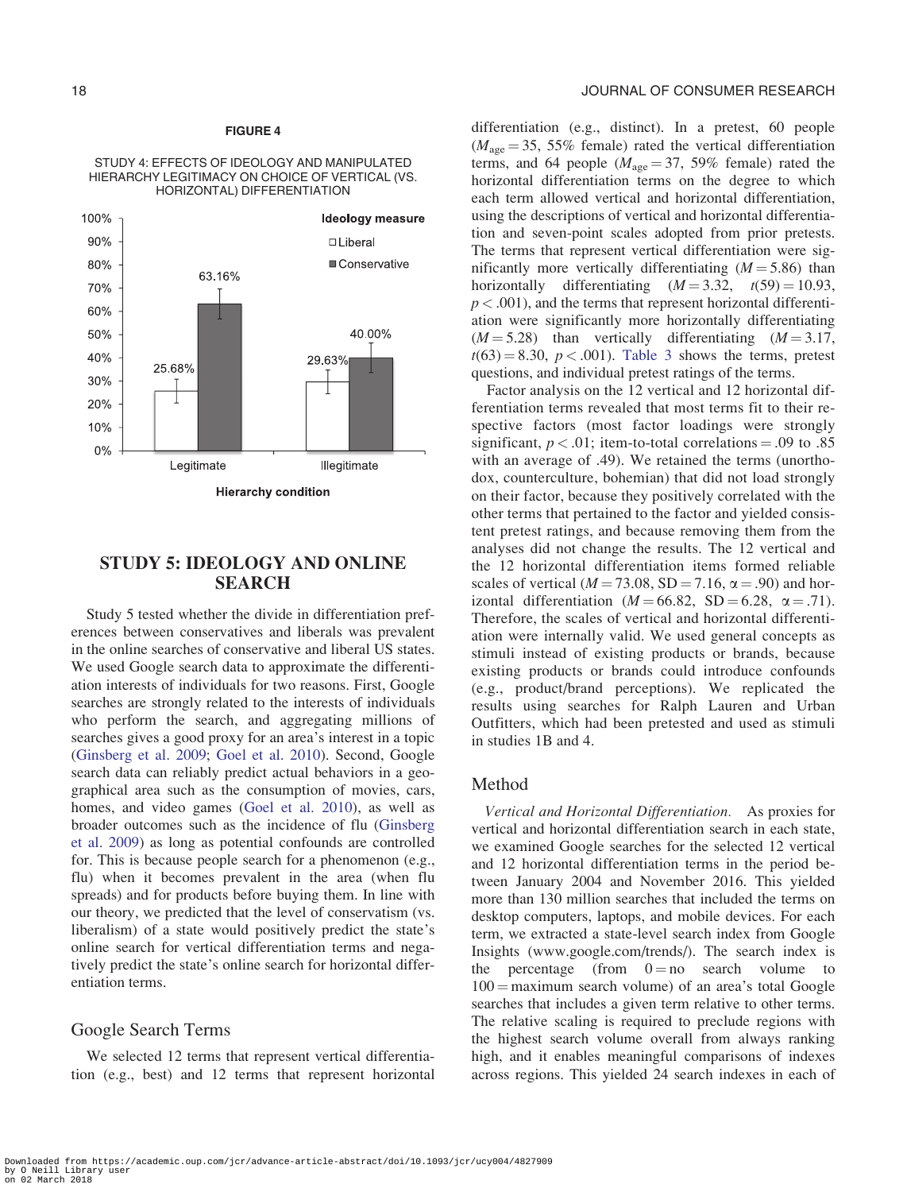**FIGURE 4**

STUDY 4: EFFECTS OF IDEOLOGY AND MANIPULATED HIERARCHY LEGITIMACY ON CHOICE OF VERTICAL (VS. HORIZONTAL) DIFFERENTIATION

Ideology measure
Liberal
Conservative

100%
90%
80%
70%
60%
50%
40%
30%
20%
10%
0%

25.68%
63.16%
29.63%
40.00%

Legitimate
Illegitimate

Hierarchy condition

## STUDY 5: IDEOLOGY AND ONLINE SEARCH

Study 5 tested whether the divide in differentiation preferences between conservatives and liberals was prevalent in the online searches of conservative and liberal US states. We used Google search data to approximate the differentiation interests of individuals for two reasons. First, Google searches are strongly related to the interests of individuals who perform the search, and aggregating millions of searches gives a good proxy for an area's interest in a topic (Ginsberg et al. 2009; Goel et al. 2010). Second, Google search data can reliably predict actual behaviors in a geographical area such as the consumption of movies, cars, homes, and video games (Goel et al. 2010), as well as broader outcomes such as the incidence of flu (Ginsberg et al. 2009) as long as potential confounds are controlled for. This is because people search for a phenomenon (e.g., flu) when it becomes prevalent in the area (when flu spreads) and for products before buying them. In line with our theory, we predicted that the level of conservatism (vs. liberalism) of a state would positively predict the state's online search for vertical differentiation terms and negatively predict the state's online search for horizontal differentiation terms.

### Google Search Terms

We selected 12 terms that represent vertical differentiation (e.g., best) and 12 terms that represent horizontal differentiation (e.g., distinct). In a pretest, 60 people ($M_{age} = 35$, 55% female) rated the vertical differentiation terms, and 64 people ($M_{age} = 37$, 59% female) rated the horizontal differentiation terms on the degree to which each term allowed vertical and horizontal differentiation, using the descriptions of vertical and horizontal differentiation and seven-point scales adopted from prior pretests. The terms that represent vertical differentiation were significantly more vertically differentiating ($M = 5.86$) than horizontally differentiating ($M = 3.32$, $t(59) = 10.93$, $p < .001$), and the terms that represent horizontal differentiation were significantly more horizontally differentiating ($M = 5.28$) than vertically differentiating ($M = 3.17$, $t(63) = 8.30$, $p < .001$). Table 3 shows the terms, pretest questions, and individual pretest ratings of the terms.

Factor analysis on the 12 vertical and 12 horizontal differentiation terms revealed that most terms fit to their respective factors (most factor loadings were strongly significant, $p < .01$; item-to-total correlations = .09 to .85 with an average of .49). We retained the terms (unorthodox, counterculture, bohemian) that did not load strongly on their factor, because they positively correlated with the other terms that pertained to the factor and yielded consistent pretest ratings, and because removing them from the analyses did not change the results. The 12 vertical and the 12 horizontal differentiation items formed reliable scales of vertical ($M = 73.08$, $SD = 7.16$, $\alpha = .90$) and horizontal differentiation ($M = 66.82$, $SD = 6.28$, $\alpha = .71$). Therefore, the scales of vertical and horizontal differentiation were internally valid. We used general concepts as stimuli instead of existing products or brands, because existing products or brands could introduce confounds (e.g., product/brand perceptions). We replicated the results using searches for Ralph Lauren and Urban Outfitters, which had been pretested and used as stimuli in studies 1B and 4.

### Method

*Vertical and Horizontal Differentiation.* As proxies for vertical and horizontal differentiation search in each state, we examined Google searches for the selected 12 vertical and 12 horizontal differentiation terms in the period between January 2004 and November 2016. This yielded more than 130 million searches that included the terms on desktop computers, laptops, and mobile devices. For each term, we extracted a state-level search index from Google Insights (www.google.com/trends/). The search index is the percentage (from 0 = no search volume to 100 = maximum search volume) of an area's total Google searches that includes a given term relative to other terms. The relative scaling is required to preclude regions with the highest search volume overall from always ranking high, and it enables meaningful comparisons of indexes across regions. This yielded 24 search indexes in each of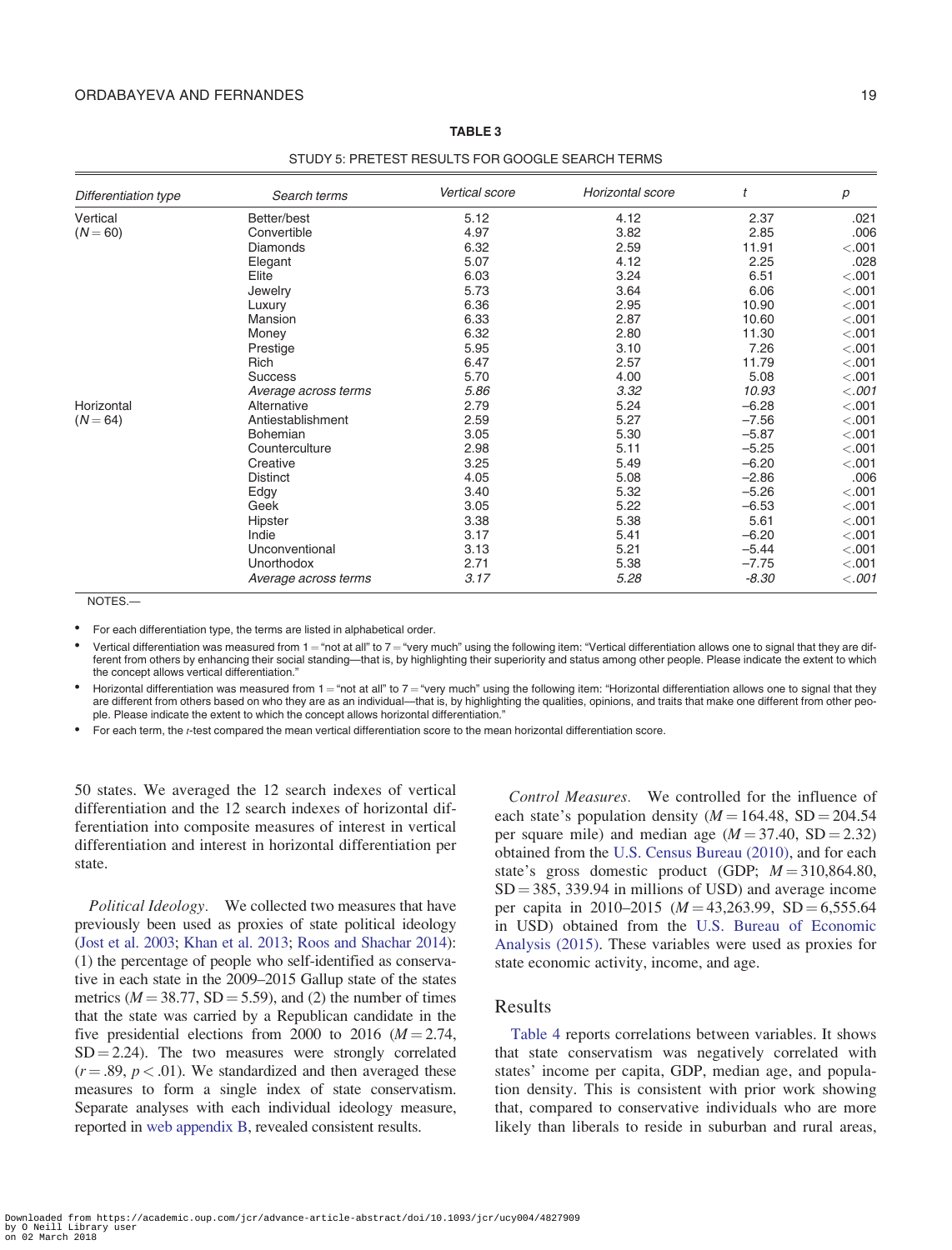**TABLE 3**

STUDY 5: PRETEST RESULTS FOR GOOGLE SEARCH TERMS

| *Differentiation type* | *Search terms* | *Vertical score* | *Horizontal score* | *t* | *p* |
|---|---|---|---|---|---|
| Vertical | Better/best | 5.12 | 4.12 | 2.37 | .021 |
| ($N = 60$) | Convertible | 4.97 | 3.82 | 2.85 | .006 |
| | Diamonds | 6.32 | 2.59 | 11.91 | <.001 |
| | Elegant | 5.07 | 4.12 | 2.25 | .028 |
| | Elite | 6.03 | 3.24 | 6.51 | <.001 |
| | Jewelry | 5.73 | 3.64 | 6.06 | <.001 |
| | Luxury | 6.36 | 2.95 | 10.90 | <.001 |
| | Mansion | 6.33 | 2.87 | 10.60 | <.001 |
| | Money | 6.32 | 2.80 | 11.30 | <.001 |
| | Prestige | 5.95 | 3.10 | 7.26 | <.001 |
| | Rich | 6.47 | 2.57 | 11.79 | <.001 |
| | Success | 5.70 | 4.00 | 5.08 | <.001 |
| | *Average across terms* | *5.86* | *3.32* | *10.93* | *<.001* |
| Horizontal | Alternative | 2.79 | 5.24 | −6.28 | <.001 |
| ($N = 64$) | Antiestablishment | 2.59 | 5.27 | −7.56 | <.001 |
| | Bohemian | 3.05 | 5.30 | −5.87 | <.001 |
| | Counterculture | 2.98 | 5.11 | −5.25 | <.001 |
| | Creative | 3.25 | 5.49 | −6.20 | <.001 |
| | Distinct | 4.05 | 5.08 | −2.86 | .006 |
| | Edgy | 3.40 | 5.32 | −5.26 | <.001 |
| | Geek | 3.05 | 5.22 | −6.53 | <.001 |
| | Hipster | 3.38 | 5.38 | 5.61 | <.001 |
| | Indie | 3.17 | 5.41 | −6.20 | <.001 |
| | Unconventional | 3.13 | 5.21 | −5.44 | <.001 |
| | Unorthodox | 2.71 | 5.38 | −7.75 | <.001 |
| | *Average across terms* | *3.17* | *5.28* | *-8.30* | *<.001* |

NOTES.—

- For each differentiation type, the terms are listed in alphabetical order.
- Vertical differentiation was measured from 1 = "not at all" to 7 = "very much" using the following item: "Vertical differentiation allows one to signal that they are different from others by enhancing their social standing—that is, by highlighting their superiority and status among other people. Please indicate the extent to which the concept allows vertical differentiation."
- Horizontal differentiation was measured from 1 = "not at all" to 7 = "very much" using the following item: "Horizontal differentiation allows one to signal that they are different from others based on who they are as an individual—that is, by highlighting the qualities, opinions, and traits that make one different from other people. Please indicate the extent to which the concept allows horizontal differentiation."
- For each term, the *t*-test compared the mean vertical differentiation score to the mean horizontal differentiation score.

50 states. We averaged the 12 search indexes of vertical differentiation and the 12 search indexes of horizontal differentiation into composite measures of interest in vertical differentiation and interest in horizontal differentiation per state.

*Political Ideology*. We collected two measures that have previously been used as proxies of state political ideology (Jost et al. 2003; Khan et al. 2013; Roos and Shachar 2014): (1) the percentage of people who self-identified as conservative in each state in the 2009–2015 Gallup state of the states metrics ($M = 38.77$, $SD = 5.59$), and (2) the number of times that the state was carried by a Republican candidate in the five presidential elections from 2000 to 2016 ($M = 2.74$, $SD = 2.24$). The two measures were strongly correlated ($r = .89$, $p < .01$). We standardized and then averaged these measures to form a single index of state conservatism. Separate analyses with each individual ideology measure, reported in web appendix B, revealed consistent results.

*Control Measures*. We controlled for the influence of each state's population density ($M = 164.48$, $SD = 204.54$ per square mile) and median age ($M = 37.40$, $SD = 2.32$) obtained from the U.S. Census Bureau (2010), and for each state's gross domestic product (GDP; $M = 310{,}864.80$, $SD = 385, 339.94$ in millions of USD) and average income per capita in 2010–2015 ($M = 43{,}263.99$, $SD = 6{,}555.64$ in USD) obtained from the U.S. Bureau of Economic Analysis (2015). These variables were used as proxies for state economic activity, income, and age.

## Results

Table 4 reports correlations between variables. It shows that state conservatism was negatively correlated with states' income per capita, GDP, median age, and population density. This is consistent with prior work showing that, compared to conservative individuals who are more likely than liberals to reside in suburban and rural areas,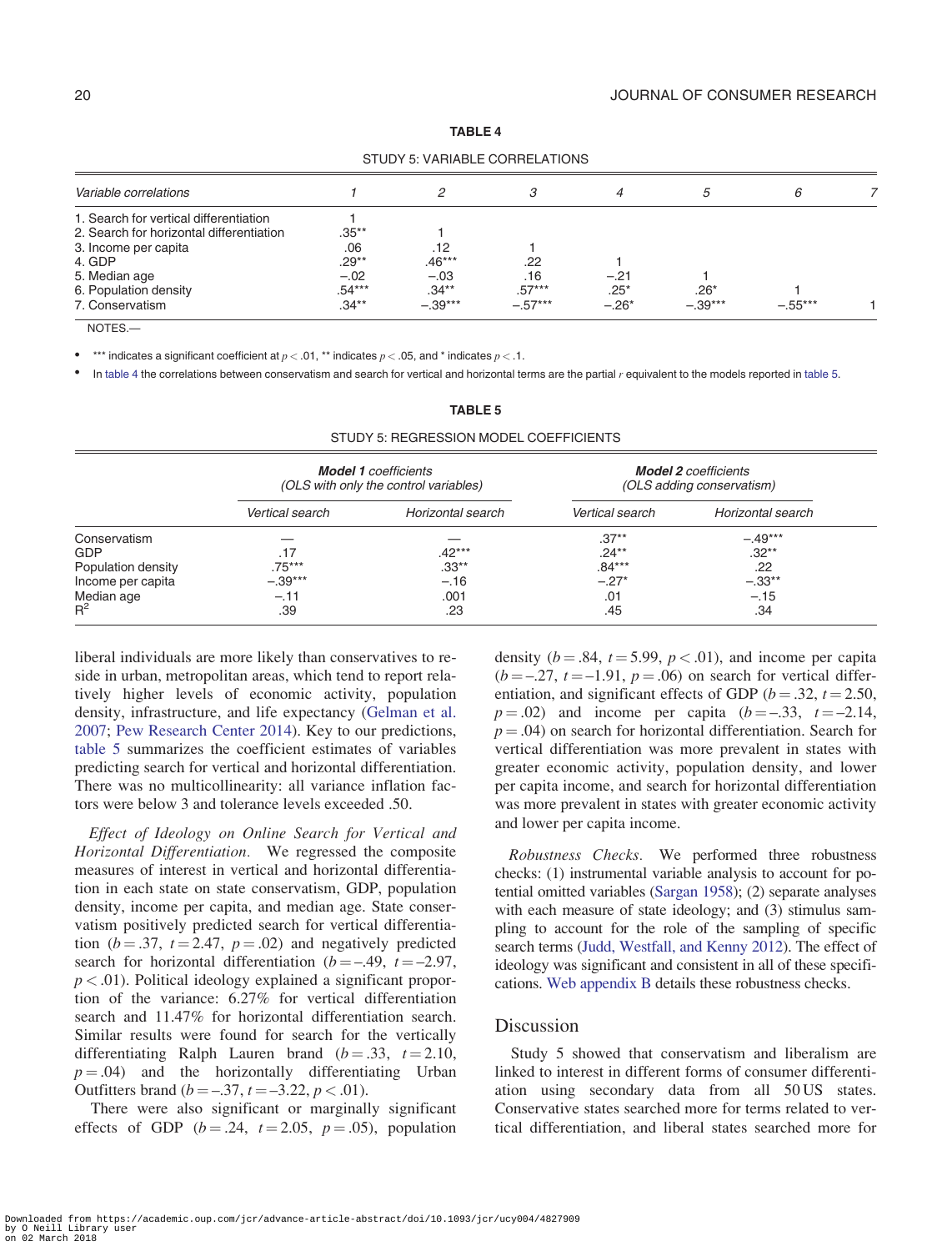**TABLE 4**

STUDY 5: VARIABLE CORRELATIONS

| *Variable correlations* | *1* | *2* | *3* | *4* | *5* | *6* | *7* |
|---|---|---|---|---|---|---|---|
| 1. Search for vertical differentiation | 1 | | | | | | |
| 2. Search for horizontal differentiation | .35** | 1 | | | | | |
| 3. Income per capita | .06 | .12 | 1 | | | | |
| 4. GDP | .29** | .46*** | .22 | 1 | | | |
| 5. Median age | −.02 | −.03 | .16 | −.21 | 1 | | |
| 6. Population density | .54*** | .34** | .57*** | .25* | .26* | 1 | |
| 7. Conservatism | .34** | −.39*** | −.57*** | −.26* | −.39*** | −.55*** | 1 |

NOTES.—

- *** indicates a significant coefficient at $p < .01$, ** indicates $p < .05$, and * indicates $p < .1$.
- In table 4 the correlations between conservatism and search for vertical and horizontal terms are the partial $r$ equivalent to the models reported in table 5.

**TABLE 5**

STUDY 5: REGRESSION MODEL COEFFICIENTS

| | ***Model 1*** *coefficients (OLS with only the control variables)* | | ***Model 2*** *coefficients (OLS adding conservatism)* | |
|---|---|---|---|---|
| | *Vertical search* | *Horizontal search* | *Vertical search* | *Horizontal search* |
| Conservatism | — | — | .37** | −.49*** |
| GDP | .17 | .42*** | .24** | .32** |
| Population density | .75*** | .33** | .84*** | .22 |
| Income per capita | −.39*** | −.16 | −.27* | −.33** |
| Median age | −.11 | .001 | .01 | −.15 |
| $R^2$ | .39 | .23 | .45 | .34 |

liberal individuals are more likely than conservatives to reside in urban, metropolitan areas, which tend to report relatively higher levels of economic activity, population density, infrastructure, and life expectancy (Gelman et al. 2007; Pew Research Center 2014). Key to our predictions, table 5 summarizes the coefficient estimates of variables predicting search for vertical and horizontal differentiation. There was no multicollinearity: all variance inflation factors were below 3 and tolerance levels exceeded .50.

*Effect of Ideology on Online Search for Vertical and Horizontal Differentiation.* We regressed the composite measures of interest in vertical and horizontal differentiation in each state on state conservatism, GDP, population density, income per capita, and median age. State conservatism positively predicted search for vertical differentiation ($b = .37$, $t = 2.47$, $p = .02$) and negatively predicted search for horizontal differentiation ($b = -.49$, $t = -2.97$, $p < .01$). Political ideology explained a significant proportion of the variance: 6.27% for vertical differentiation search and 11.47% for horizontal differentiation search. Similar results were found for search for the vertically differentiating Ralph Lauren brand ($b = .33$, $t = 2.10$, $p = .04$) and the horizontally differentiating Urban Outfitters brand ($b = -.37$, $t = -3.22$, $p < .01$).

There were also significant or marginally significant effects of GDP ($b = .24$, $t = 2.05$, $p = .05$), population density ($b = .84$, $t = 5.99$, $p < .01$), and income per capita ($b = -.27$, $t = -1.91$, $p = .06$) on search for vertical differentiation, and significant effects of GDP ($b = .32$, $t = 2.50$, $p = .02$) and income per capita ($b = -.33$, $t = -2.14$, $p = .04$) on search for horizontal differentiation. Search for vertical differentiation was more prevalent in states with greater economic activity, population density, and lower per capita income, and search for horizontal differentiation was more prevalent in states with greater economic activity and lower per capita income.

*Robustness Checks.* We performed three robustness checks: (1) instrumental variable analysis to account for potential omitted variables (Sargan 1958); (2) separate analyses with each measure of state ideology; and (3) stimulus sampling to account for the role of the sampling of specific search terms (Judd, Westfall, and Kenny 2012). The effect of ideology was significant and consistent in all of these specifications. Web appendix B details these robustness checks.

## Discussion

Study 5 showed that conservatism and liberalism are linked to interest in different forms of consumer differentiation using secondary data from all 50 US states. Conservative states searched more for terms related to vertical differentiation, and liberal states searched more for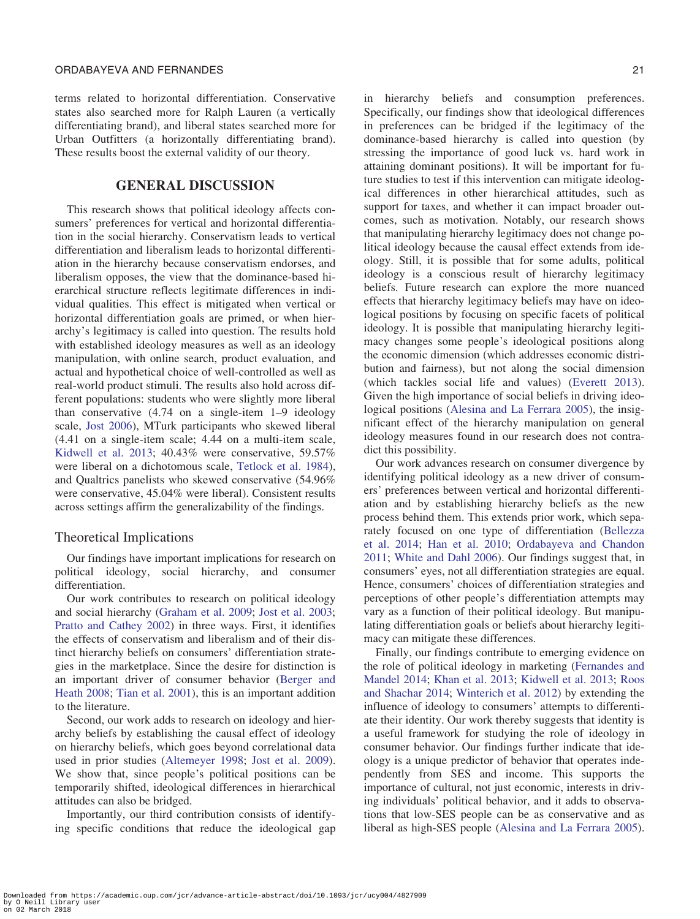terms related to horizontal differentiation. Conservative states also searched more for Ralph Lauren (a vertically differentiating brand), and liberal states searched more for Urban Outfitters (a horizontally differentiating brand). These results boost the external validity of our theory.

## GENERAL DISCUSSION

This research shows that political ideology affects consumers' preferences for vertical and horizontal differentiation in the social hierarchy. Conservatism leads to vertical differentiation and liberalism leads to horizontal differentiation in the hierarchy because conservatism endorses, and liberalism opposes, the view that the dominance-based hierarchical structure reflects legitimate differences in individual qualities. This effect is mitigated when vertical or horizontal differentiation goals are primed, or when hierarchy's legitimacy is called into question. The results hold with established ideology measures as well as an ideology manipulation, with online search, product evaluation, and actual and hypothetical choice of well-controlled as well as real-world product stimuli. The results also hold across different populations: students who were slightly more liberal than conservative (4.74 on a single-item 1–9 ideology scale, Jost 2006), MTurk participants who skewed liberal (4.41 on a single-item scale; 4.44 on a multi-item scale, Kidwell et al. 2013; 40.43% were conservative, 59.57% were liberal on a dichotomous scale, Tetlock et al. 1984), and Qualtrics panelists who skewed conservative (54.96% were conservative, 45.04% were liberal). Consistent results across settings affirm the generalizability of the findings.

### Theoretical Implications

Our findings have important implications for research on political ideology, social hierarchy, and consumer differentiation.

Our work contributes to research on political ideology and social hierarchy (Graham et al. 2009; Jost et al. 2003; Pratto and Cathey 2002) in three ways. First, it identifies the effects of conservatism and liberalism and of their distinct hierarchy beliefs on consumers' differentiation strategies in the marketplace. Since the desire for distinction is an important driver of consumer behavior (Berger and Heath 2008; Tian et al. 2001), this is an important addition to the literature.

Second, our work adds to research on ideology and hierarchy beliefs by establishing the causal effect of ideology on hierarchy beliefs, which goes beyond correlational data used in prior studies (Altemeyer 1998; Jost et al. 2009). We show that, since people's political positions can be temporarily shifted, ideological differences in hierarchical attitudes can also be bridged.

Importantly, our third contribution consists of identifying specific conditions that reduce the ideological gap in hierarchy beliefs and consumption preferences. Specifically, our findings show that ideological differences in preferences can be bridged if the legitimacy of the dominance-based hierarchy is called into question (by stressing the importance of good luck vs. hard work in attaining dominant positions). It will be important for future studies to test if this intervention can mitigate ideological differences in other hierarchical attitudes, such as support for taxes, and whether it can impact broader outcomes, such as motivation. Notably, our research shows that manipulating hierarchy legitimacy does not change political ideology because the causal effect extends from ideology. Still, it is possible that for some adults, political ideology is a conscious result of hierarchy legitimacy beliefs. Future research can explore the more nuanced effects that hierarchy legitimacy beliefs may have on ideological positions by focusing on specific facets of political ideology. It is possible that manipulating hierarchy legitimacy changes some people's ideological positions along the economic dimension (which addresses economic distribution and fairness), but not along the social dimension (which tackles social life and values) (Everett 2013). Given the high importance of social beliefs in driving ideological positions (Alesina and La Ferrara 2005), the insignificant effect of the hierarchy manipulation on general ideology measures found in our research does not contradict this possibility.

Our work advances research on consumer divergence by identifying political ideology as a new driver of consumers' preferences between vertical and horizontal differentiation and by establishing hierarchy beliefs as the new process behind them. This extends prior work, which separately focused on one type of differentiation (Bellezza et al. 2014; Han et al. 2010; Ordabayeva and Chandon 2011; White and Dahl 2006). Our findings suggest that, in consumers' eyes, not all differentiation strategies are equal. Hence, consumers' choices of differentiation strategies and perceptions of other people's differentiation attempts may vary as a function of their political ideology. But manipulating differentiation goals or beliefs about hierarchy legitimacy can mitigate these differences.

Finally, our findings contribute to emerging evidence on the role of political ideology in marketing (Fernandes and Mandel 2014; Khan et al. 2013; Kidwell et al. 2013; Roos and Shachar 2014; Winterich et al. 2012) by extending the influence of ideology to consumers' attempts to differentiate their identity. Our work thereby suggests that identity is a useful framework for studying the role of ideology in consumer behavior. Our findings further indicate that ideology is a unique predictor of behavior that operates independently from SES and income. This supports the importance of cultural, not just economic, interests in driving individuals' political behavior, and it adds to observations that low-SES people can be as conservative and as liberal as high-SES people (Alesina and La Ferrara 2005).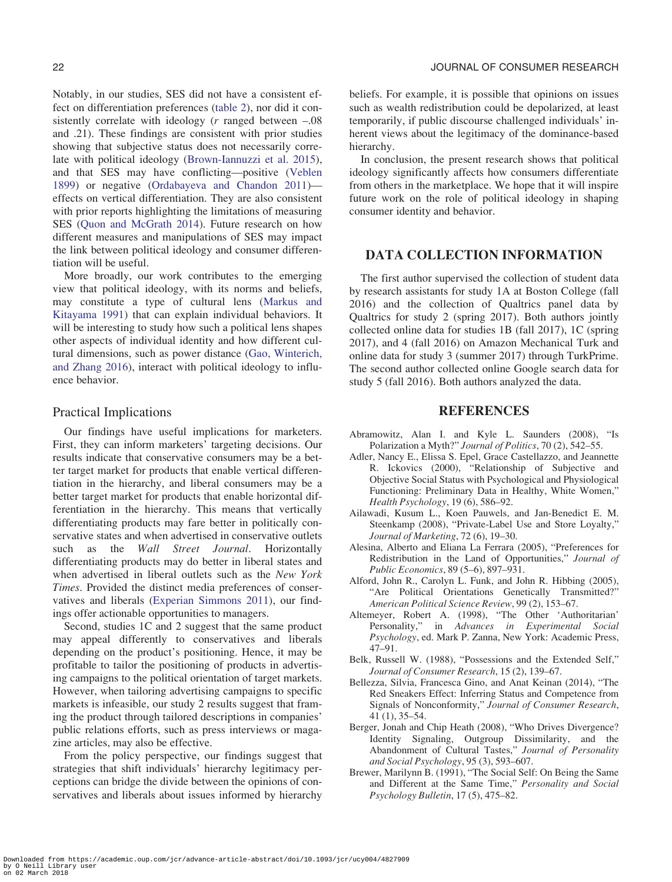Notably, in our studies, SES did not have a consistent effect on differentiation preferences (table 2), nor did it consistently correlate with ideology ($r$ ranged between –.08 and .21). These findings are consistent with prior studies showing that subjective status does not necessarily correlate with political ideology (Brown-Iannuzzi et al. 2015), and that SES may have conflicting—positive (Veblen 1899) or negative (Ordabayeva and Chandon 2011)—effects on vertical differentiation. They are also consistent with prior reports highlighting the limitations of measuring SES (Quon and McGrath 2014). Future research on how different measures and manipulations of SES may impact the link between political ideology and consumer differentiation will be useful.

More broadly, our work contributes to the emerging view that political ideology, with its norms and beliefs, may constitute a type of cultural lens (Markus and Kitayama 1991) that can explain individual behaviors. It will be interesting to study how such a political lens shapes other aspects of individual identity and how different cultural dimensions, such as power distance (Gao, Winterich, and Zhang 2016), interact with political ideology to influence behavior.

## Practical Implications

Our findings have useful implications for marketers. First, they can inform marketers' targeting decisions. Our results indicate that conservative consumers may be a better target market for products that enable vertical differentiation in the hierarchy, and liberal consumers may be a better target market for products that enable horizontal differentiation in the hierarchy. This means that vertically differentiating products may fare better in politically conservative states and when advertised in conservative outlets such as the *Wall Street Journal*. Horizontally differentiating products may do better in liberal states and when advertised in liberal outlets such as the *New York Times*. Provided the distinct media preferences of conservatives and liberals (Experian Simmons 2011), our findings offer actionable opportunities to managers.

Second, studies 1C and 2 suggest that the same product may appeal differently to conservatives and liberals depending on the product's positioning. Hence, it may be profitable to tailor the positioning of products in advertising campaigns to the political orientation of target markets. However, when tailoring advertising campaigns to specific markets is infeasible, our study 2 results suggest that framing the product through tailored descriptions in companies' public relations efforts, such as press interviews or magazine articles, may also be effective.

From the policy perspective, our findings suggest that strategies that shift individuals' hierarchy legitimacy perceptions can bridge the divide between the opinions of conservatives and liberals about issues informed by hierarchy beliefs. For example, it is possible that opinions on issues such as wealth redistribution could be depolarized, at least temporarily, if public discourse challenged individuals' inherent views about the legitimacy of the dominance-based hierarchy.

In conclusion, the present research shows that political ideology significantly affects how consumers differentiate from others in the marketplace. We hope that it will inspire future work on the role of political ideology in shaping consumer identity and behavior.

# DATA COLLECTION INFORMATION

The first author supervised the collection of student data by research assistants for study 1A at Boston College (fall 2016) and the collection of Qualtrics panel data by Qualtrics for study 2 (spring 2017). Both authors jointly collected online data for studies 1B (fall 2017), 1C (spring 2017), and 4 (fall 2016) on Amazon Mechanical Turk and online data for study 3 (summer 2017) through TurkPrime. The second author collected online Google search data for study 5 (fall 2016). Both authors analyzed the data.

# REFERENCES

Abramowitz, Alan I. and Kyle L. Saunders (2008), "Is Polarization a Myth?" *Journal of Politics*, 70 (2), 542–55.

Adler, Nancy E., Elissa S. Epel, Grace Castellazzo, and Jeannette R. Ickovics (2000), "Relationship of Subjective and Objective Social Status with Psychological and Physiological Functioning: Preliminary Data in Healthy, White Women," *Health Psychology*, 19 (6), 586–92.

Ailawadi, Kusum L., Koen Pauwels, and Jan-Benedict E. M. Steenkamp (2008), "Private-Label Use and Store Loyalty," *Journal of Marketing*, 72 (6), 19–30.

Alesina, Alberto and Eliana La Ferrara (2005), "Preferences for Redistribution in the Land of Opportunities," *Journal of Public Economics*, 89 (5–6), 897–931.

Alford, John R., Carolyn L. Funk, and John R. Hibbing (2005), "Are Political Orientations Genetically Transmitted?" *American Political Science Review*, 99 (2), 153–67.

Altemeyer, Robert A. (1998), "The Other 'Authoritarian' Personality," in *Advances in Experimental Social Psychology*, ed. Mark P. Zanna, New York: Academic Press, 47–91.

Belk, Russell W. (1988), "Possessions and the Extended Self," *Journal of Consumer Research*, 15 (2), 139–67.

Bellezza, Silvia, Francesca Gino, and Anat Keinan (2014), "The Red Sneakers Effect: Inferring Status and Competence from Signals of Nonconformity," *Journal of Consumer Research*, 41 (1), 35–54.

Berger, Jonah and Chip Heath (2008), "Who Drives Divergence? Identity Signaling, Outgroup Dissimilarity, and the Abandonment of Cultural Tastes," *Journal of Personality and Social Psychology*, 95 (3), 593–607.

Brewer, Marilynn B. (1991), "The Social Self: On Being the Same and Different at the Same Time," *Personality and Social Psychology Bulletin*, 17 (5), 475–82.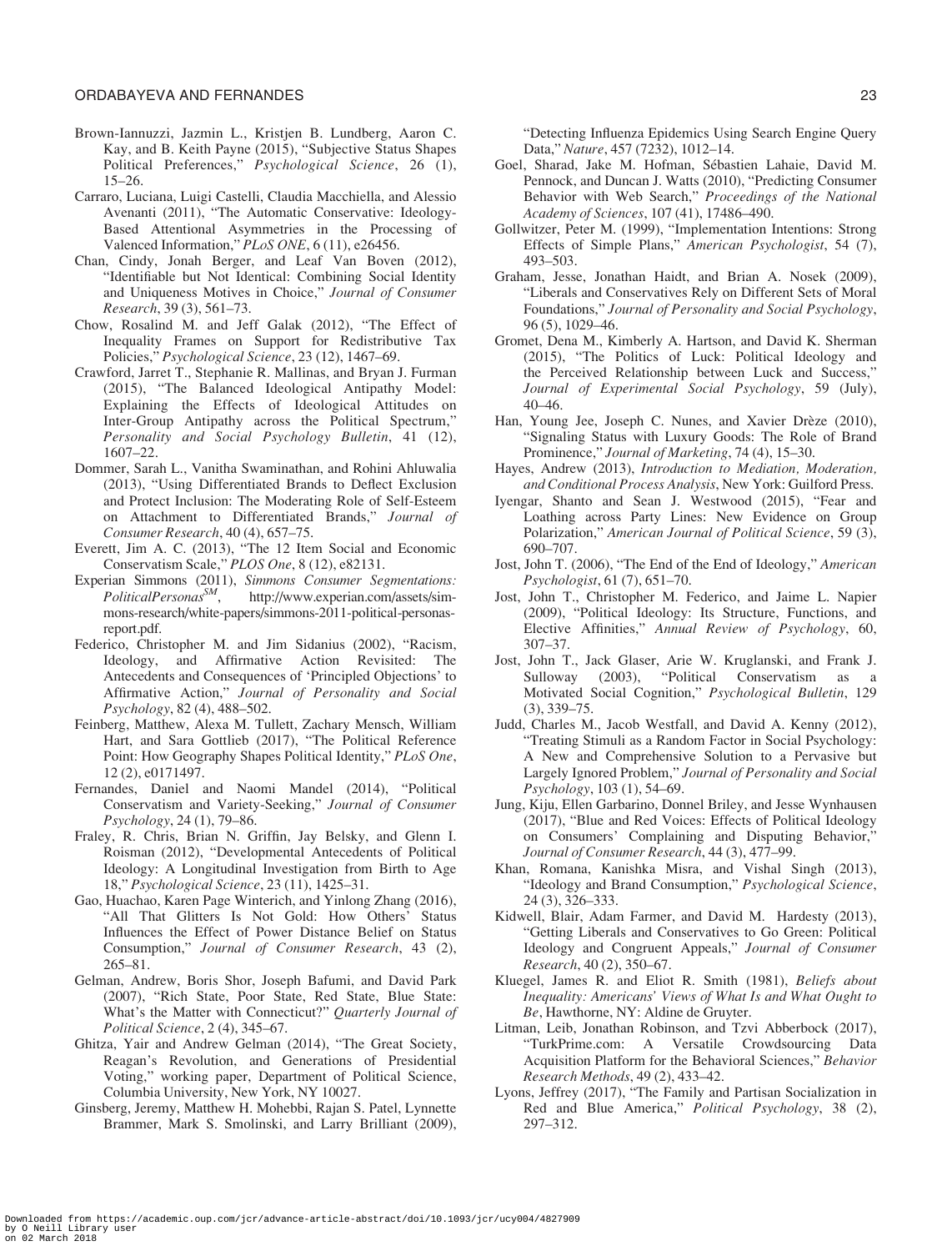Brown-Iannuzzi, Jazmin L., Kristjen B. Lundberg, Aaron C. Kay, and B. Keith Payne (2015), "Subjective Status Shapes Political Preferences," *Psychological Science*, 26 (1), 15–26.

Carraro, Luciana, Luigi Castelli, Claudia Macchiella, and Alessio Avenanti (2011), "The Automatic Conservative: Ideology-Based Attentional Asymmetries in the Processing of Valenced Information," *PLoS ONE*, 6 (11), e26456.

Chan, Cindy, Jonah Berger, and Leaf Van Boven (2012), "Identifiable but Not Identical: Combining Social Identity and Uniqueness Motives in Choice," *Journal of Consumer Research*, 39 (3), 561–73.

Chow, Rosalind M. and Jeff Galak (2012), "The Effect of Inequality Frames on Support for Redistributive Tax Policies," *Psychological Science*, 23 (12), 1467–69.

Crawford, Jarret T., Stephanie R. Mallinas, and Bryan J. Furman (2015), "The Balanced Ideological Antipathy Model: Explaining the Effects of Ideological Attitudes on Inter-Group Antipathy across the Political Spectrum," *Personality and Social Psychology Bulletin*, 41 (12), 1607–22.

Dommer, Sarah L., Vanitha Swaminathan, and Rohini Ahluwalia (2013), "Using Differentiated Brands to Deflect Exclusion and Protect Inclusion: The Moderating Role of Self-Esteem on Attachment to Differentiated Brands," *Journal of Consumer Research*, 40 (4), 657–75.

Everett, Jim A. C. (2013), "The 12 Item Social and Economic Conservatism Scale," *PLOS One*, 8 (12), e82131.

Experian Simmons (2011), *Simmons Consumer Segmentations: PoliticalPersonas*[SM], http://www.experian.com/assets/simmons-research/white-papers/simmons-2011-political-personas-report.pdf.

Federico, Christopher M. and Jim Sidanius (2002), "Racism, Ideology, and Affirmative Action Revisited: The Antecedents and Consequences of 'Principled Objections' to Affirmative Action," *Journal of Personality and Social Psychology*, 82 (4), 488–502.

Feinberg, Matthew, Alexa M. Tullett, Zachary Mensch, William Hart, and Sara Gottlieb (2017), "The Political Reference Point: How Geography Shapes Political Identity," *PLoS One*, 12 (2), e0171497.

Fernandes, Daniel and Naomi Mandel (2014), "Political Conservatism and Variety-Seeking," *Journal of Consumer Psychology*, 24 (1), 79–86.

Fraley, R. Chris, Brian N. Griffin, Jay Belsky, and Glenn I. Roisman (2012), "Developmental Antecedents of Political Ideology: A Longitudinal Investigation from Birth to Age 18," *Psychological Science*, 23 (11), 1425–31.

Gao, Huachao, Karen Page Winterich, and Yinlong Zhang (2016), "All That Glitters Is Not Gold: How Others' Status Influences the Effect of Power Distance Belief on Status Consumption," *Journal of Consumer Research*, 43 (2), 265–81.

Gelman, Andrew, Boris Shor, Joseph Bafumi, and David Park (2007), "Rich State, Poor State, Red State, Blue State: What's the Matter with Connecticut?" *Quarterly Journal of Political Science*, 2 (4), 345–67.

Ghitza, Yair and Andrew Gelman (2014), "The Great Society, Reagan's Revolution, and Generations of Presidential Voting," working paper, Department of Political Science, Columbia University, New York, NY 10027.

Ginsberg, Jeremy, Matthew H. Mohebbi, Rajan S. Patel, Lynnette Brammer, Mark S. Smolinski, and Larry Brilliant (2009), "Detecting Influenza Epidemics Using Search Engine Query Data," *Nature*, 457 (7232), 1012–14.

Goel, Sharad, Jake M. Hofman, Sébastien Lahaie, David M. Pennock, and Duncan J. Watts (2010), "Predicting Consumer Behavior with Web Search," *Proceedings of the National Academy of Sciences*, 107 (41), 17486–490.

Gollwitzer, Peter M. (1999), "Implementation Intentions: Strong Effects of Simple Plans," *American Psychologist*, 54 (7), 493–503.

Graham, Jesse, Jonathan Haidt, and Brian A. Nosek (2009), "Liberals and Conservatives Rely on Different Sets of Moral Foundations," *Journal of Personality and Social Psychology*, 96 (5), 1029–46.

Gromet, Dena M., Kimberly A. Hartson, and David K. Sherman (2015), "The Politics of Luck: Political Ideology and the Perceived Relationship between Luck and Success," *Journal of Experimental Social Psychology*, 59 (July), 40–46.

Han, Young Jee, Joseph C. Nunes, and Xavier Drèze (2010), "Signaling Status with Luxury Goods: The Role of Brand Prominence," *Journal of Marketing*, 74 (4), 15–30.

Hayes, Andrew (2013), *Introduction to Mediation, Moderation, and Conditional Process Analysis*, New York: Guilford Press.

Iyengar, Shanto and Sean J. Westwood (2015), "Fear and Loathing across Party Lines: New Evidence on Group Polarization," *American Journal of Political Science*, 59 (3), 690–707.

Jost, John T. (2006), "The End of the End of Ideology," *American Psychologist*, 61 (7), 651–70.

Jost, John T., Christopher M. Federico, and Jaime L. Napier (2009), "Political Ideology: Its Structure, Functions, and Elective Affinities," *Annual Review of Psychology*, 60, 307–37.

Jost, John T., Jack Glaser, Arie W. Kruglanski, and Frank J. Sulloway (2003), "Political Conservatism as a Motivated Social Cognition," *Psychological Bulletin*, 129 (3), 339–75.

Judd, Charles M., Jacob Westfall, and David A. Kenny (2012), "Treating Stimuli as a Random Factor in Social Psychology: A New and Comprehensive Solution to a Pervasive but Largely Ignored Problem," *Journal of Personality and Social Psychology*, 103 (1), 54–69.

Jung, Kiju, Ellen Garbarino, Donnel Briley, and Jesse Wynhausen (2017), "Blue and Red Voices: Effects of Political Ideology on Consumers' Complaining and Disputing Behavior," *Journal of Consumer Research*, 44 (3), 477–99.

Khan, Romana, Kanishka Misra, and Vishal Singh (2013), "Ideology and Brand Consumption," *Psychological Science*, 24 (3), 326–333.

Kidwell, Blair, Adam Farmer, and David M. Hardesty (2013), "Getting Liberals and Conservatives to Go Green: Political Ideology and Congruent Appeals," *Journal of Consumer Research*, 40 (2), 350–67.

Kluegel, James R. and Eliot R. Smith (1981), *Beliefs about Inequality: Americans' Views of What Is and What Ought to Be*, Hawthorne, NY: Aldine de Gruyter.

Litman, Leib, Jonathan Robinson, and Tzvi Abberbock (2017), "TurkPrime.com: A Versatile Crowdsourcing Data Acquisition Platform for the Behavioral Sciences," *Behavior Research Methods*, 49 (2), 433–42.

Lyons, Jeffrey (2017), "The Family and Partisan Socialization in Red and Blue America," *Political Psychology*, 38 (2), 297–312.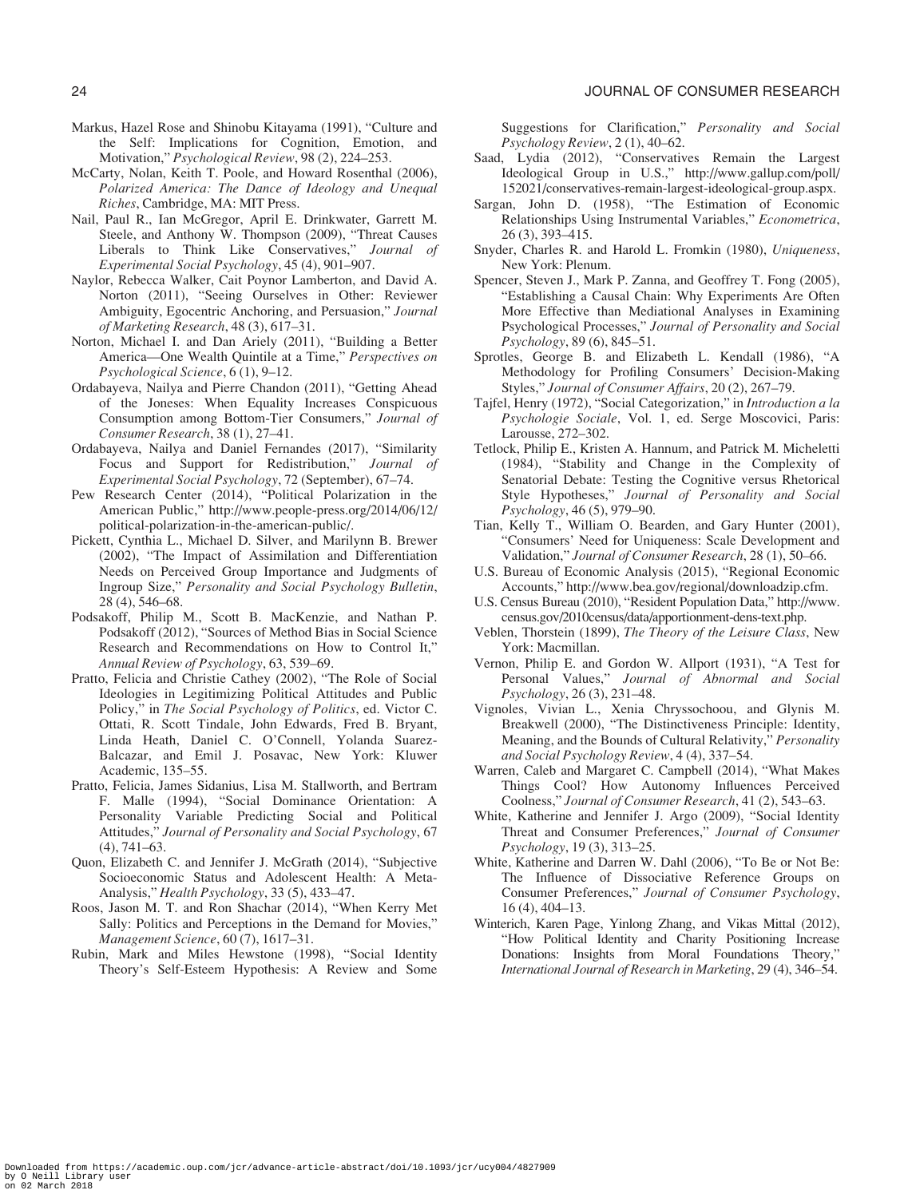Markus, Hazel Rose and Shinobu Kitayama (1991), "Culture and the Self: Implications for Cognition, Emotion, and Motivation," *Psychological Review*, 98 (2), 224–253.

McCarty, Nolan, Keith T. Poole, and Howard Rosenthal (2006), *Polarized America: The Dance of Ideology and Unequal Riches*, Cambridge, MA: MIT Press.

Nail, Paul R., Ian McGregor, April E. Drinkwater, Garrett M. Steele, and Anthony W. Thompson (2009), "Threat Causes Liberals to Think Like Conservatives," *Journal of Experimental Social Psychology*, 45 (4), 901–907.

Naylor, Rebecca Walker, Cait Poynor Lamberton, and David A. Norton (2011), "Seeing Ourselves in Other: Reviewer Ambiguity, Egocentric Anchoring, and Persuasion," *Journal of Marketing Research*, 48 (3), 617–31.

Norton, Michael I. and Dan Ariely (2011), "Building a Better America—One Wealth Quintile at a Time," *Perspectives on Psychological Science*, 6 (1), 9–12.

Ordabayeva, Nailya and Pierre Chandon (2011), "Getting Ahead of the Joneses: When Equality Increases Conspicuous Consumption among Bottom-Tier Consumers," *Journal of Consumer Research*, 38 (1), 27–41.

Ordabayeva, Nailya and Daniel Fernandes (2017), "Similarity Focus and Support for Redistribution," *Journal of Experimental Social Psychology*, 72 (September), 67–74.

Pew Research Center (2014), "Political Polarization in the American Public," http://www.people-press.org/2014/06/12/political-polarization-in-the-american-public/.

Pickett, Cynthia L., Michael D. Silver, and Marilynn B. Brewer (2002), "The Impact of Assimilation and Differentiation Needs on Perceived Group Importance and Judgments of Ingroup Size," *Personality and Social Psychology Bulletin*, 28 (4), 546–68.

Podsakoff, Philip M., Scott B. MacKenzie, and Nathan P. Podsakoff (2012), "Sources of Method Bias in Social Science Research and Recommendations on How to Control It," *Annual Review of Psychology*, 63, 539–69.

Pratto, Felicia and Christie Cathey (2002), "The Role of Social Ideologies in Legitimizing Political Attitudes and Public Policy," in *The Social Psychology of Politics*, ed. Victor C. Ottati, R. Scott Tindale, John Edwards, Fred B. Bryant, Linda Heath, Daniel C. O'Connell, Yolanda Suarez-Balcazar, and Emil J. Posavac, New York: Kluwer Academic, 135–55.

Pratto, Felicia, James Sidanius, Lisa M. Stallworth, and Bertram F. Malle (1994), "Social Dominance Orientation: A Personality Variable Predicting Social and Political Attitudes," *Journal of Personality and Social Psychology*, 67 (4), 741–63.

Quon, Elizabeth C. and Jennifer J. McGrath (2014), "Subjective Socioeconomic Status and Adolescent Health: A Meta-Analysis," *Health Psychology*, 33 (5), 433–47.

Roos, Jason M. T. and Ron Shachar (2014), "When Kerry Met Sally: Politics and Perceptions in the Demand for Movies," *Management Science*, 60 (7), 1617–31.

Rubin, Mark and Miles Hewstone (1998), "Social Identity Theory's Self-Esteem Hypothesis: A Review and Some Suggestions for Clarification," *Personality and Social Psychology Review*, 2 (1), 40–62.

Saad, Lydia (2012), "Conservatives Remain the Largest Ideological Group in U.S.," http://www.gallup.com/poll/152021/conservatives-remain-largest-ideological-group.aspx.

Sargan, John D. (1958), "The Estimation of Economic Relationships Using Instrumental Variables," *Econometrica*, 26 (3), 393–415.

Snyder, Charles R. and Harold L. Fromkin (1980), *Uniqueness*, New York: Plenum.

Spencer, Steven J., Mark P. Zanna, and Geoffrey T. Fong (2005), "Establishing a Causal Chain: Why Experiments Are Often More Effective than Mediational Analyses in Examining Psychological Processes," *Journal of Personality and Social Psychology*, 89 (6), 845–51.

Sproles, George B. and Elizabeth L. Kendall (1986), "A Methodology for Profiling Consumers' Decision-Making Styles," *Journal of Consumer Affairs*, 20 (2), 267–79.

Tajfel, Henry (1972), "Social Categorization," in *Introduction a la Psychologie Sociale*, Vol. 1, ed. Serge Moscovici, Paris: Larousse, 272–302.

Tetlock, Philip E., Kristen A. Hannum, and Patrick M. Micheletti (1984), "Stability and Change in the Complexity of Senatorial Debate: Testing the Cognitive versus Rhetorical Style Hypotheses," *Journal of Personality and Social Psychology*, 46 (5), 979–90.

Tian, Kelly T., William O. Bearden, and Gary Hunter (2001), "Consumers' Need for Uniqueness: Scale Development and Validation," *Journal of Consumer Research*, 28 (1), 50–66.

U.S. Bureau of Economic Analysis (2015), "Regional Economic Accounts," http://www.bea.gov/regional/downloadzip.cfm.

U.S. Census Bureau (2010), "Resident Population Data," http://www.census.gov/2010census/data/apportionment-dens-text.php.

Veblen, Thorstein (1899), *The Theory of the Leisure Class*, New York: Macmillan.

Vernon, Philip E. and Gordon W. Allport (1931), "A Test for Personal Values," *Journal of Abnormal and Social Psychology*, 26 (3), 231–48.

Vignoles, Vivian L., Xenia Chryssochoou, and Glynis M. Breakwell (2000), "The Distinctiveness Principle: Identity, Meaning, and the Bounds of Cultural Relativity," *Personality and Social Psychology Review*, 4 (4), 337–54.

Warren, Caleb and Margaret C. Campbell (2014), "What Makes Things Cool? How Autonomy Influences Perceived Coolness," *Journal of Consumer Research*, 41 (2), 543–63.

White, Katherine and Jennifer J. Argo (2009), "Social Identity Threat and Consumer Preferences," *Journal of Consumer Psychology*, 19 (3), 313–25.

White, Katherine and Darren W. Dahl (2006), "To Be or Not Be: The Influence of Dissociative Reference Groups on Consumer Preferences," *Journal of Consumer Psychology*, 16 (4), 404–13.

Winterich, Karen Page, Yinlong Zhang, and Vikas Mittal (2012), "How Political Identity and Charity Positioning Increase Donations: Insights from Moral Foundations Theory," *International Journal of Research in Marketing*, 29 (4), 346–54.